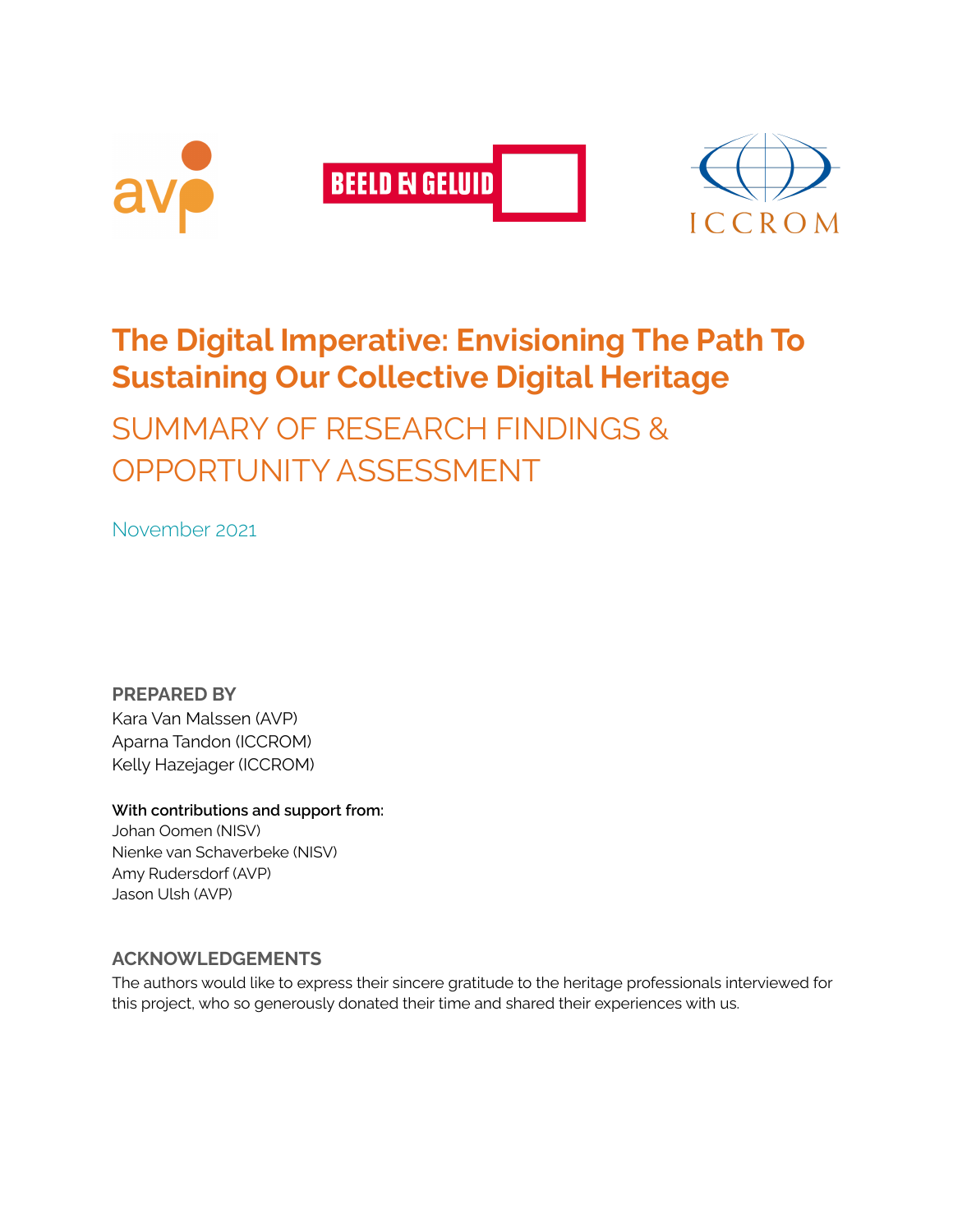# The Digital Imperative: Envisioning The Path To Sustaining Our Collective Digital Heritage

## SUMMARY OF RESEARCH FINDINGS & OPPORTUNITY ASSESSMENT

November 2021

**PREPARED BY**
Kara Van Malssen (AVP)
Aparna Tandon (ICCROM)
Kelly Hazejager (ICCROM)

**With contributions and support from:**
Johan Oomen (NISV)
Nienke van Schaverbeke (NISV)
Amy Rudersdorf (AVP)
Jason Ulsh (AVP)

**ACKNOWLEDGEMENTS**

The authors would like to express their sincere gratitude to the heritage professionals interviewed for this project, who so generously donated their time and shared their experiences with us.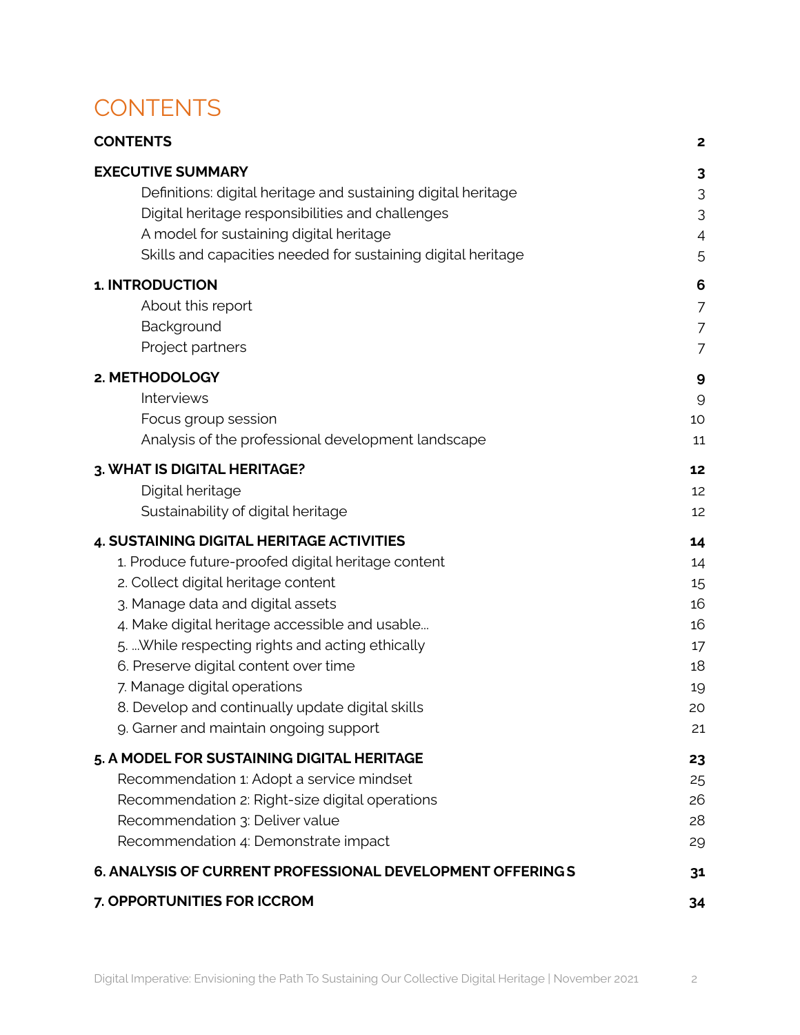# CONTENTS

| | |
|---|---|
| **CONTENTS** | **2** |
| **EXECUTIVE SUMMARY** | **3** |
| Definitions: digital heritage and sustaining digital heritage | 3 |
| Digital heritage responsibilities and challenges | 3 |
| A model for sustaining digital heritage | 4 |
| Skills and capacities needed for sustaining digital heritage | 5 |
| **1. INTRODUCTION** | **6** |
| About this report | 7 |
| Background | 7 |
| Project partners | 7 |
| **2. METHODOLOGY** | **9** |
| Interviews | 9 |
| Focus group session | 10 |
| Analysis of the professional development landscape | 11 |
| **3. WHAT IS DIGITAL HERITAGE?** | **12** |
| Digital heritage | 12 |
| Sustainability of digital heritage | 12 |
| **4. SUSTAINING DIGITAL HERITAGE ACTIVITIES** | **14** |
| 1. Produce future-proofed digital heritage content | 14 |
| 2. Collect digital heritage content | 15 |
| 3. Manage data and digital assets | 16 |
| 4. Make digital heritage accessible and usable… | 16 |
| 5. …While respecting rights and acting ethically | 17 |
| 6. Preserve digital content over time | 18 |
| 7. Manage digital operations | 19 |
| 8. Develop and continually update digital skills | 20 |
| 9. Garner and maintain ongoing support | 21 |
| **5. A MODEL FOR SUSTAINING DIGITAL HERITAGE** | **23** |
| Recommendation 1: Adopt a service mindset | 25 |
| Recommendation 2: Right-size digital operations | 26 |
| Recommendation 3: Deliver value | 28 |
| Recommendation 4: Demonstrate impact | 29 |
| **6. ANALYSIS OF CURRENT PROFESSIONAL DEVELOPMENT OFFERINGS** | **31** |
| **7. OPPORTUNITIES FOR ICCROM** | **34** |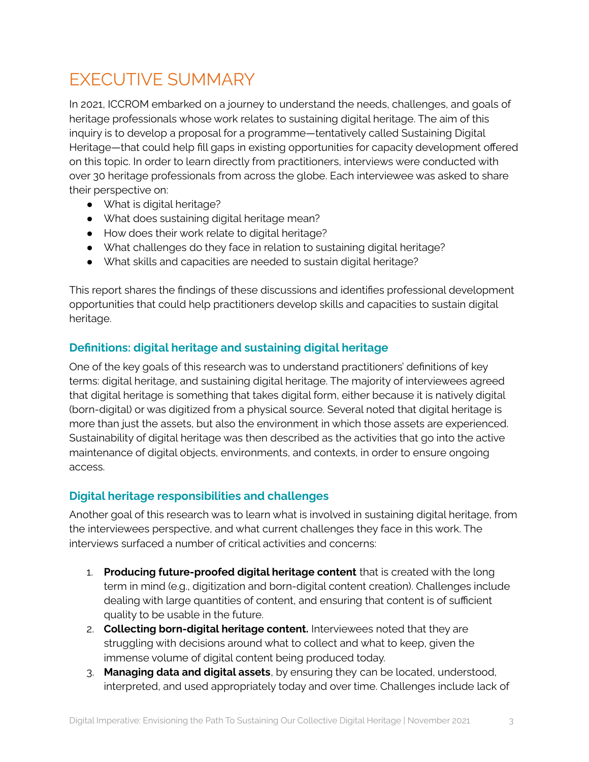# EXECUTIVE SUMMARY

In 2021, ICCROM embarked on a journey to understand the needs, challenges, and goals of heritage professionals whose work relates to sustaining digital heritage. The aim of this inquiry is to develop a proposal for a programme—tentatively called Sustaining Digital Heritage—that could help fill gaps in existing opportunities for capacity development offered on this topic. In order to learn directly from practitioners, interviews were conducted with over 30 heritage professionals from across the globe. Each interviewee was asked to share their perspective on:

- What is digital heritage?
- What does sustaining digital heritage mean?
- How does their work relate to digital heritage?
- What challenges do they face in relation to sustaining digital heritage?
- What skills and capacities are needed to sustain digital heritage?

This report shares the findings of these discussions and identifies professional development opportunities that could help practitioners develop skills and capacities to sustain digital heritage.

## Definitions: digital heritage and sustaining digital heritage

One of the key goals of this research was to understand practitioners' definitions of key terms: digital heritage, and sustaining digital heritage. The majority of interviewees agreed that digital heritage is something that takes digital form, either because it is natively digital (born-digital) or was digitized from a physical source. Several noted that digital heritage is more than just the assets, but also the environment in which those assets are experienced. Sustainability of digital heritage was then described as the activities that go into the active maintenance of digital objects, environments, and contexts, in order to ensure ongoing access.

## Digital heritage responsibilities and challenges

Another goal of this research was to learn what is involved in sustaining digital heritage, from the interviewees perspective, and what current challenges they face in this work. The interviews surfaced a number of critical activities and concerns:

1. **Producing future-proofed digital heritage content** that is created with the long term in mind (e.g., digitization and born-digital content creation). Challenges include dealing with large quantities of content, and ensuring that content is of sufficient quality to be usable in the future.
2. **Collecting born-digital heritage content.** Interviewees noted that they are struggling with decisions around what to collect and what to keep, given the immense volume of digital content being produced today.
3. **Managing data and digital assets**, by ensuring they can be located, understood, interpreted, and used appropriately today and over time. Challenges include lack of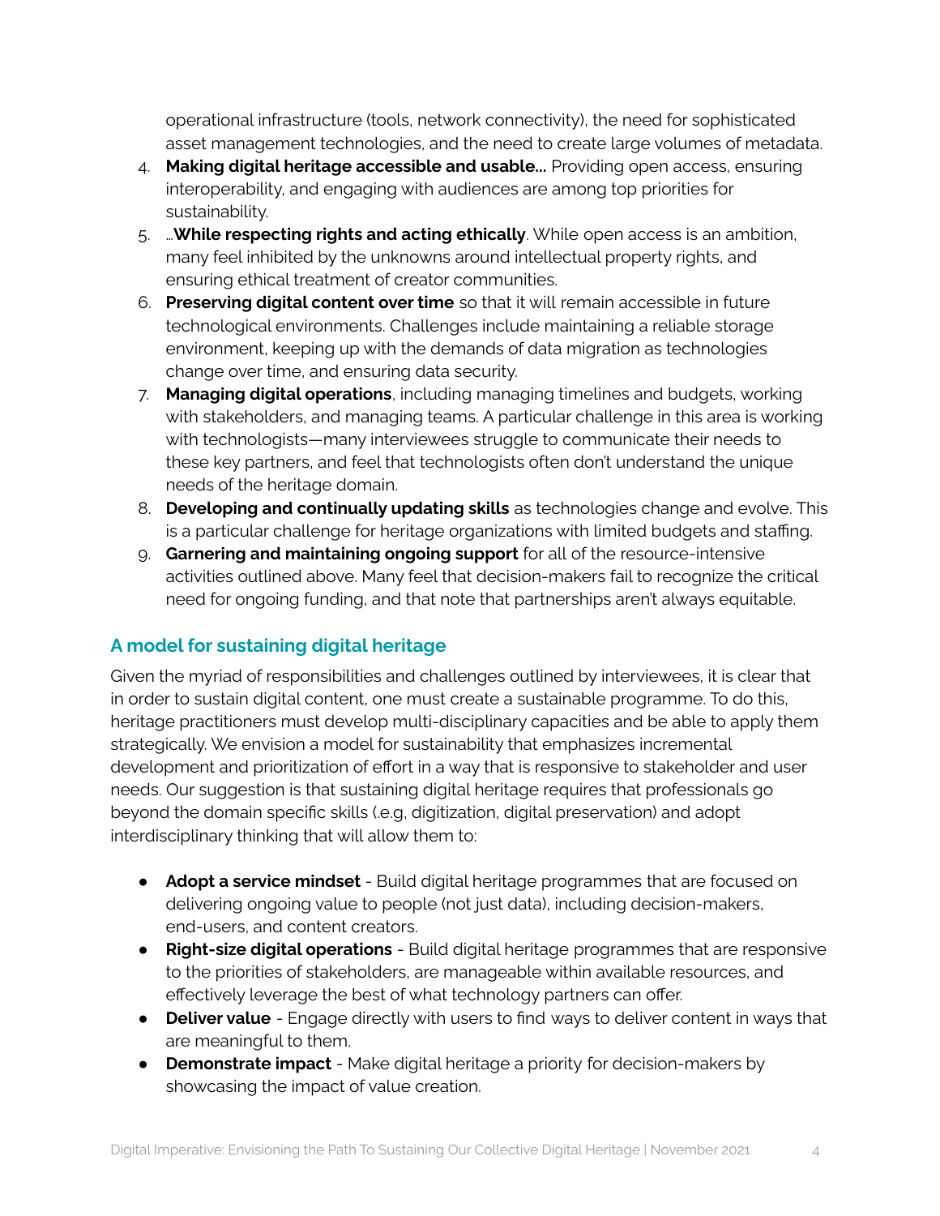operational infrastructure (tools, network connectivity), the need for sophisticated asset management technologies, and the need to create large volumes of metadata.

4. **Making digital heritage accessible and usable…** Providing open access, ensuring interoperability, and engaging with audiences are among top priorities for sustainability.
5. …**While respecting rights and acting ethically**. While open access is an ambition, many feel inhibited by the unknowns around intellectual property rights, and ensuring ethical treatment of creator communities.
6. **Preserving digital content over time** so that it will remain accessible in future technological environments. Challenges include maintaining a reliable storage environment, keeping up with the demands of data migration as technologies change over time, and ensuring data security.
7. **Managing digital operations**, including managing timelines and budgets, working with stakeholders, and managing teams. A particular challenge in this area is working with technologists—many interviewees struggle to communicate their needs to these key partners, and feel that technologists often don't understand the unique needs of the heritage domain.
8. **Developing and continually updating skills** as technologies change and evolve. This is a particular challenge for heritage organizations with limited budgets and staffing.
9. **Garnering and maintaining ongoing support** for all of the resource-intensive activities outlined above. Many feel that decision-makers fail to recognize the critical need for ongoing funding, and that note that partnerships aren't always equitable.

## A model for sustaining digital heritage

Given the myriad of responsibilities and challenges outlined by interviewees, it is clear that in order to sustain digital content, one must create a sustainable programme. To do this, heritage practitioners must develop multi-disciplinary capacities and be able to apply them strategically. We envision a model for sustainability that emphasizes incremental development and prioritization of effort in a way that is responsive to stakeholder and user needs. Our suggestion is that sustaining digital heritage requires that professionals go beyond the domain specific skills (.e.g, digitization, digital preservation) and adopt interdisciplinary thinking that will allow them to:

- **Adopt a service mindset** - Build digital heritage programmes that are focused on delivering ongoing value to people (not just data), including decision-makers, end-users, and content creators.
- **Right-size digital operations** - Build digital heritage programmes that are responsive to the priorities of stakeholders, are manageable within available resources, and effectively leverage the best of what technology partners can offer.
- **Deliver value** - Engage directly with users to find ways to deliver content in ways that are meaningful to them.
- **Demonstrate impact** - Make digital heritage a priority for decision-makers by showcasing the impact of value creation.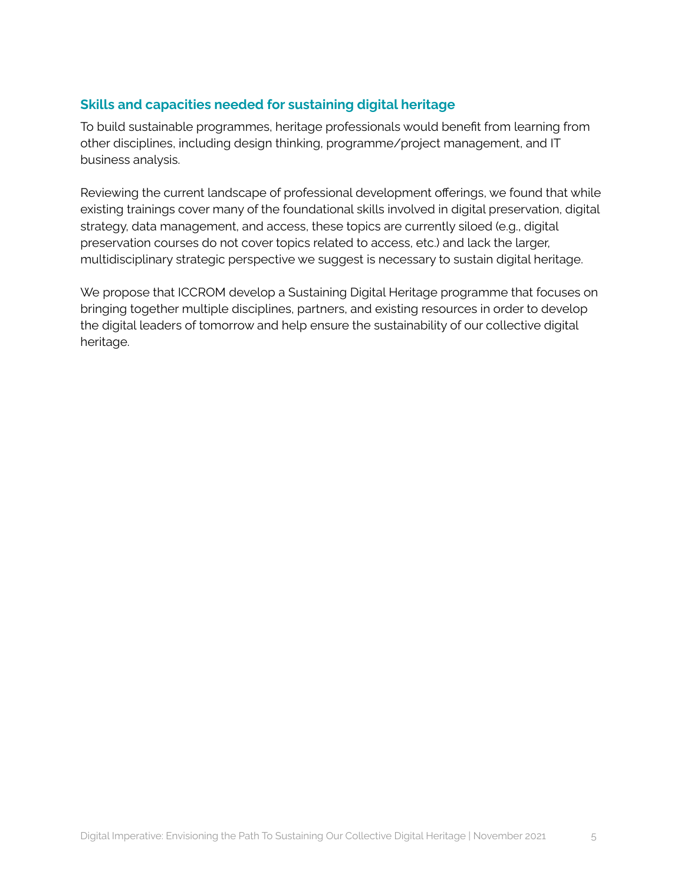## Skills and capacities needed for sustaining digital heritage

To build sustainable programmes, heritage professionals would benefit from learning from other disciplines, including design thinking, programme/project management, and IT business analysis.

Reviewing the current landscape of professional development offerings, we found that while existing trainings cover many of the foundational skills involved in digital preservation, digital strategy, data management, and access, these topics are currently siloed (e.g., digital preservation courses do not cover topics related to access, etc.) and lack the larger, multidisciplinary strategic perspective we suggest is necessary to sustain digital heritage.

We propose that ICCROM develop a Sustaining Digital Heritage programme that focuses on bringing together multiple disciplines, partners, and existing resources in order to develop the digital leaders of tomorrow and help ensure the sustainability of our collective digital heritage.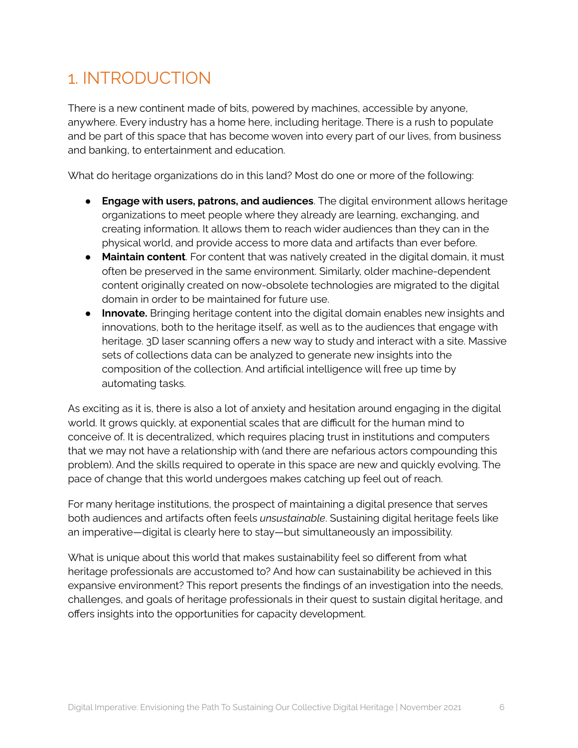# 1. INTRODUCTION

There is a new continent made of bits, powered by machines, accessible by anyone, anywhere. Every industry has a home here, including heritage. There is a rush to populate and be part of this space that has become woven into every part of our lives, from business and banking, to entertainment and education.

What do heritage organizations do in this land? Most do one or more of the following:

- **Engage with users, patrons, and audiences**. The digital environment allows heritage organizations to meet people where they already are learning, exchanging, and creating information. It allows them to reach wider audiences than they can in the physical world, and provide access to more data and artifacts than ever before.
- **Maintain content**. For content that was natively created in the digital domain, it must often be preserved in the same environment. Similarly, older machine-dependent content originally created on now-obsolete technologies are migrated to the digital domain in order to be maintained for future use.
- **Innovate.** Bringing heritage content into the digital domain enables new insights and innovations, both to the heritage itself, as well as to the audiences that engage with heritage. 3D laser scanning offers a new way to study and interact with a site. Massive sets of collections data can be analyzed to generate new insights into the composition of the collection. And artificial intelligence will free up time by automating tasks.

As exciting as it is, there is also a lot of anxiety and hesitation around engaging in the digital world. It grows quickly, at exponential scales that are difficult for the human mind to conceive of. It is decentralized, which requires placing trust in institutions and computers that we may not have a relationship with (and there are nefarious actors compounding this problem). And the skills required to operate in this space are new and quickly evolving. The pace of change that this world undergoes makes catching up feel out of reach.

For many heritage institutions, the prospect of maintaining a digital presence that serves both audiences and artifacts often feels *unsustainable*. Sustaining digital heritage feels like an imperative—digital is clearly here to stay—but simultaneously an impossibility.

What is unique about this world that makes sustainability feel so different from what heritage professionals are accustomed to? And how can sustainability be achieved in this expansive environment? This report presents the findings of an investigation into the needs, challenges, and goals of heritage professionals in their quest to sustain digital heritage, and offers insights into the opportunities for capacity development.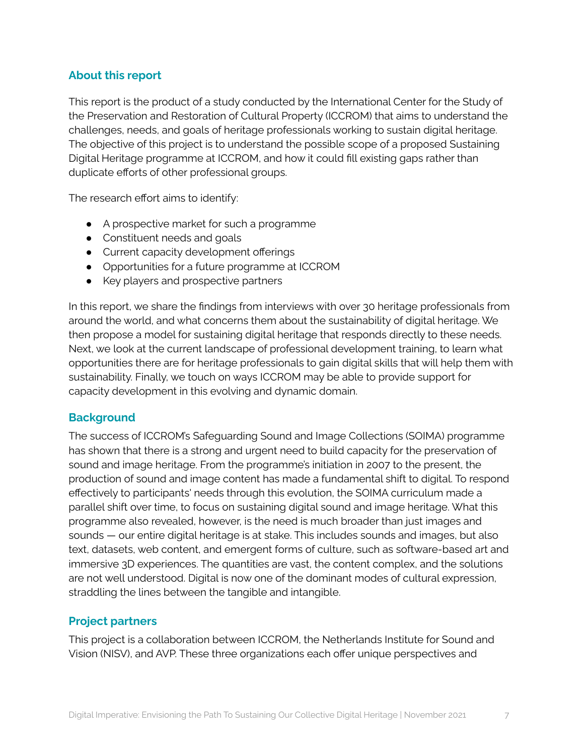## About this report

This report is the product of a study conducted by the International Center for the Study of the Preservation and Restoration of Cultural Property (ICCROM) that aims to understand the challenges, needs, and goals of heritage professionals working to sustain digital heritage. The objective of this project is to understand the possible scope of a proposed Sustaining Digital Heritage programme at ICCROM, and how it could fill existing gaps rather than duplicate efforts of other professional groups.

The research effort aims to identify:

- A prospective market for such a programme
- Constituent needs and goals
- Current capacity development offerings
- Opportunities for a future programme at ICCROM
- Key players and prospective partners

In this report, we share the findings from interviews with over 30 heritage professionals from around the world, and what concerns them about the sustainability of digital heritage. We then propose a model for sustaining digital heritage that responds directly to these needs. Next, we look at the current landscape of professional development training, to learn what opportunities there are for heritage professionals to gain digital skills that will help them with sustainability. Finally, we touch on ways ICCROM may be able to provide support for capacity development in this evolving and dynamic domain.

## Background

The success of ICCROM's Safeguarding Sound and Image Collections (SOIMA) programme has shown that there is a strong and urgent need to build capacity for the preservation of sound and image heritage. From the programme's initiation in 2007 to the present, the production of sound and image content has made a fundamental shift to digital. To respond effectively to participants' needs through this evolution, the SOIMA curriculum made a parallel shift over time, to focus on sustaining digital sound and image heritage. What this programme also revealed, however, is the need is much broader than just images and sounds — our entire digital heritage is at stake. This includes sounds and images, but also text, datasets, web content, and emergent forms of culture, such as software-based art and immersive 3D experiences. The quantities are vast, the content complex, and the solutions are not well understood. Digital is now one of the dominant modes of cultural expression, straddling the lines between the tangible and intangible.

## Project partners

This project is a collaboration between ICCROM, the Netherlands Institute for Sound and Vision (NISV), and AVP. These three organizations each offer unique perspectives and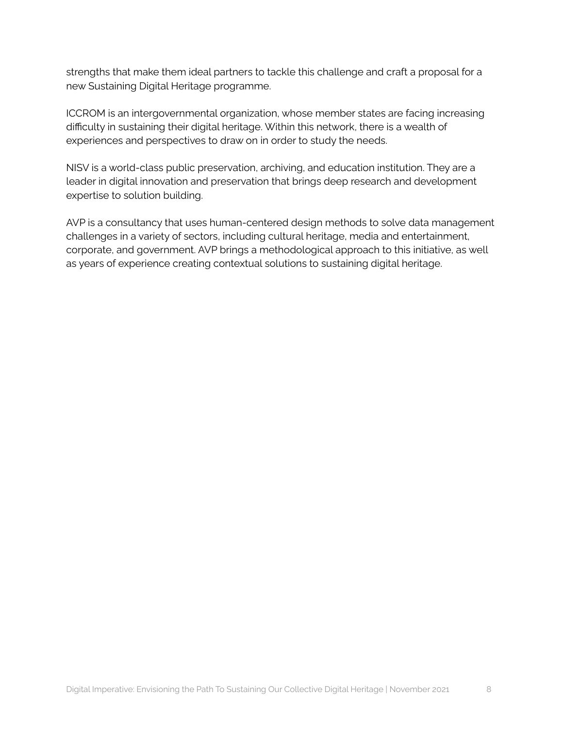strengths that make them ideal partners to tackle this challenge and craft a proposal for a new Sustaining Digital Heritage programme.

ICCROM is an intergovernmental organization, whose member states are facing increasing difficulty in sustaining their digital heritage. Within this network, there is a wealth of experiences and perspectives to draw on in order to study the needs.

NISV is a world-class public preservation, archiving, and education institution. They are a leader in digital innovation and preservation that brings deep research and development expertise to solution building.

AVP is a consultancy that uses human-centered design methods to solve data management challenges in a variety of sectors, including cultural heritage, media and entertainment, corporate, and government. AVP brings a methodological approach to this initiative, as well as years of experience creating contextual solutions to sustaining digital heritage.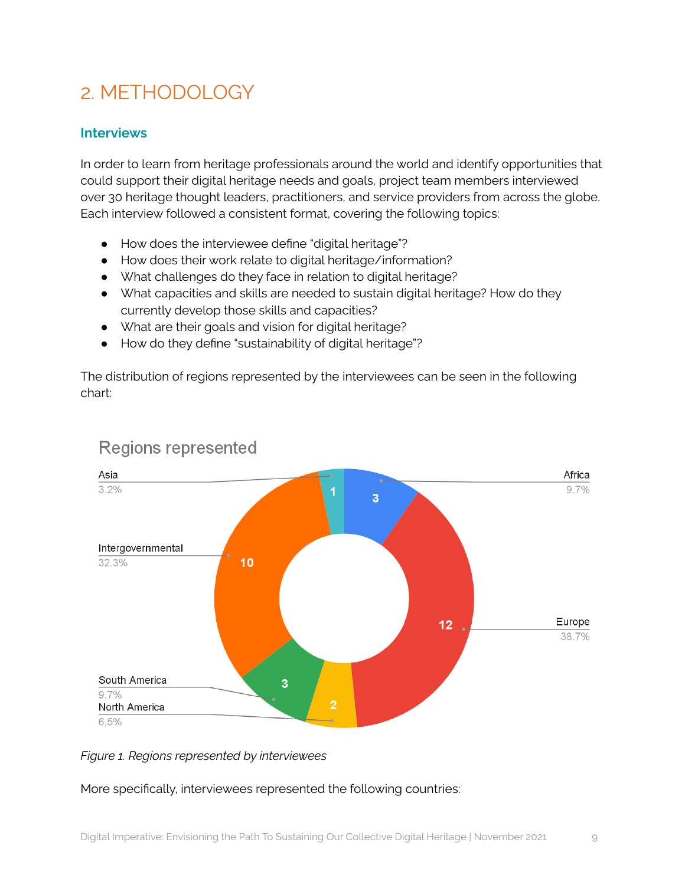# 2. METHODOLOGY

## Interviews

In order to learn from heritage professionals around the world and identify opportunities that could support their digital heritage needs and goals, project team members interviewed over 30 heritage thought leaders, practitioners, and service providers from across the globe. Each interview followed a consistent format, covering the following topics:

- How does the interviewee define "digital heritage"?
- How does their work relate to digital heritage/information?
- What challenges do they face in relation to digital heritage?
- What capacities and skills are needed to sustain digital heritage? How do they currently develop those skills and capacities?
- What are their goals and vision for digital heritage?
- How do they define "sustainability of digital heritage"?

The distribution of regions represented by the interviewees can be seen in the following chart:

Regions represented

| Region | Count | Percentage |
|---|---|---|
| Asia | 1 | 3.2% |
| Africa | 3 | 9.7% |
| Europe | 12 | 38.7% |
| North America | 2 | 6.5% |
| South America | 3 | 9.7% |
| Intergovernmental | 10 | 32.3% |

*Figure 1. Regions represented by interviewees*

More specifically, interviewees represented the following countries: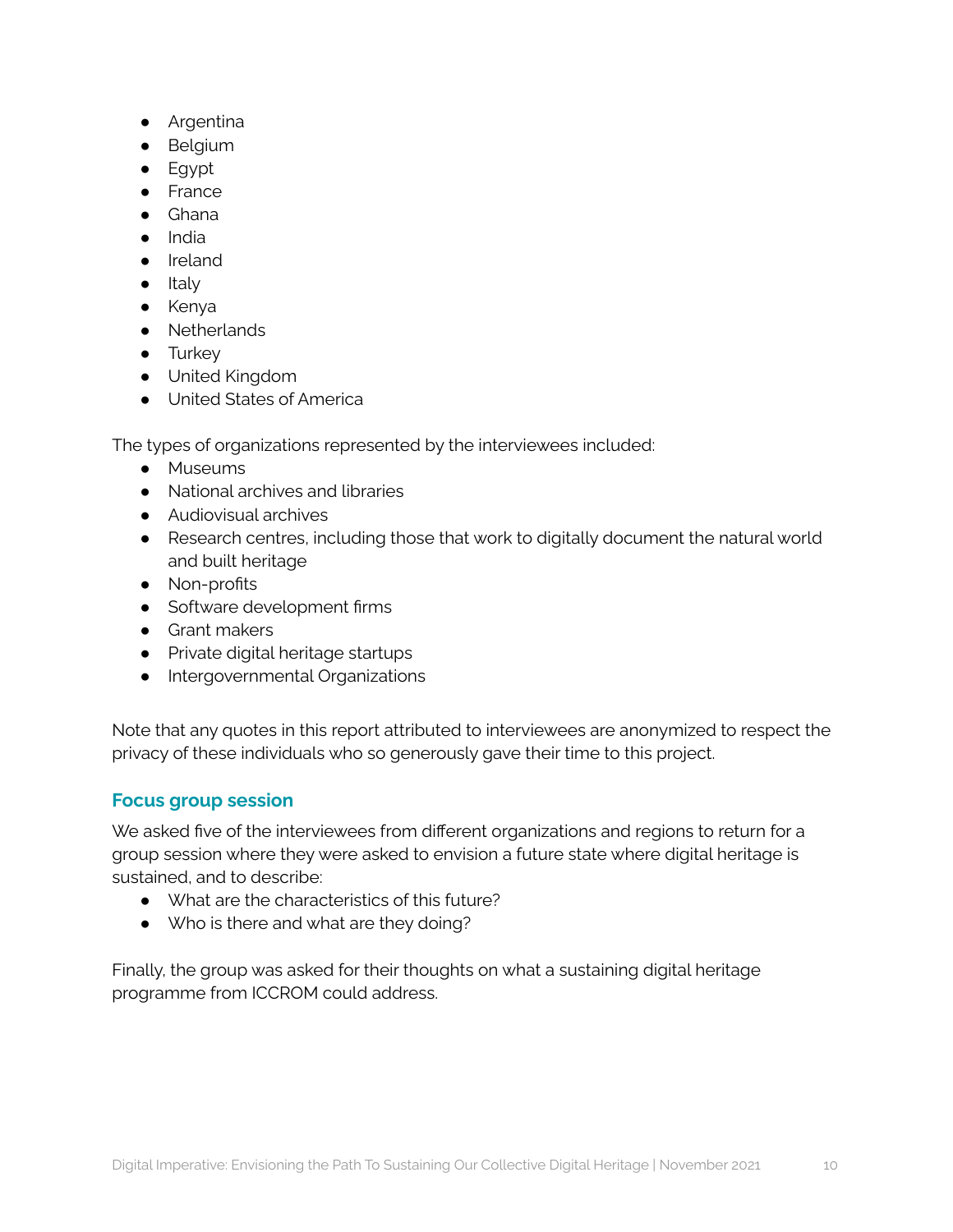- Argentina
- Belgium
- Egypt
- France
- Ghana
- India
- Ireland
- Italy
- Kenya
- Netherlands
- Turkey
- United Kingdom
- United States of America

The types of organizations represented by the interviewees included:

- Museums
- National archives and libraries
- Audiovisual archives
- Research centres, including those that work to digitally document the natural world and built heritage
- Non-profits
- Software development firms
- Grant makers
- Private digital heritage startups
- Intergovernmental Organizations

Note that any quotes in this report attributed to interviewees are anonymized to respect the privacy of these individuals who so generously gave their time to this project.

### Focus group session

We asked five of the interviewees from different organizations and regions to return for a group session where they were asked to envision a future state where digital heritage is sustained, and to describe:

- What are the characteristics of this future?
- Who is there and what are they doing?

Finally, the group was asked for their thoughts on what a sustaining digital heritage programme from ICCROM could address.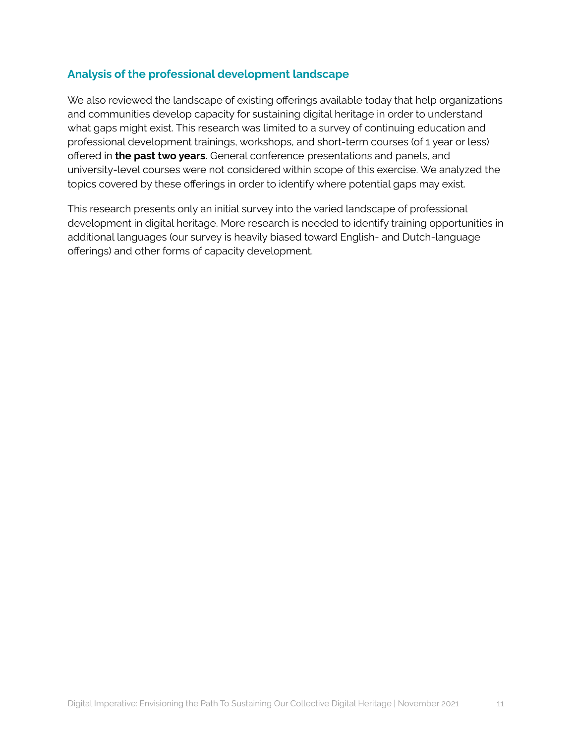### Analysis of the professional development landscape

We also reviewed the landscape of existing offerings available today that help organizations and communities develop capacity for sustaining digital heritage in order to understand what gaps might exist. This research was limited to a survey of continuing education and professional development trainings, workshops, and short-term courses (of 1 year or less) offered in **the past two years**. General conference presentations and panels, and university-level courses were not considered within scope of this exercise. We analyzed the topics covered by these offerings in order to identify where potential gaps may exist.

This research presents only an initial survey into the varied landscape of professional development in digital heritage. More research is needed to identify training opportunities in additional languages (our survey is heavily biased toward English- and Dutch-language offerings) and other forms of capacity development.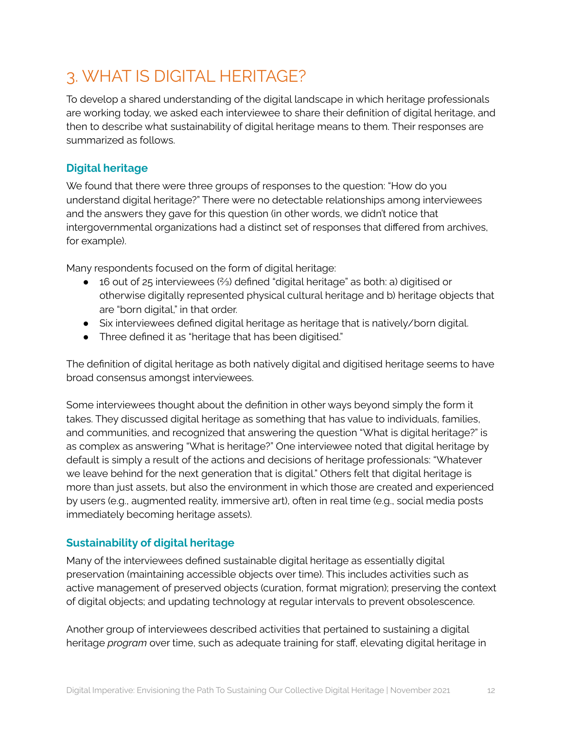# 3. WHAT IS DIGITAL HERITAGE?

To develop a shared understanding of the digital landscape in which heritage professionals are working today, we asked each interviewee to share their definition of digital heritage, and then to describe what sustainability of digital heritage means to them. Their responses are summarized as follows.

## Digital heritage

We found that there were three groups of responses to the question: "How do you understand digital heritage?" There were no detectable relationships among interviewees and the answers they gave for this question (in other words, we didn't notice that intergovernmental organizations had a distinct set of responses that differed from archives, for example).

Many respondents focused on the form of digital heritage:

- 16 out of 25 interviewees (⅔) defined "digital heritage" as both: a) digitised or otherwise digitally represented physical cultural heritage and b) heritage objects that are "born digital," in that order.
- Six interviewees defined digital heritage as heritage that is natively/born digital.
- Three defined it as "heritage that has been digitised."

The definition of digital heritage as both natively digital and digitised heritage seems to have broad consensus amongst interviewees.

Some interviewees thought about the definition in other ways beyond simply the form it takes. They discussed digital heritage as something that has value to individuals, families, and communities, and recognized that answering the question "What is digital heritage?" is as complex as answering "What is heritage?" One interviewee noted that digital heritage by default is simply a result of the actions and decisions of heritage professionals: "Whatever we leave behind for the next generation that is digital." Others felt that digital heritage is more than just assets, but also the environment in which those are created and experienced by users (e.g., augmented reality, immersive art), often in real time (e.g., social media posts immediately becoming heritage assets).

## Sustainability of digital heritage

Many of the interviewees defined sustainable digital heritage as essentially digital preservation (maintaining accessible objects over time). This includes activities such as active management of preserved objects (curation, format migration); preserving the context of digital objects; and updating technology at regular intervals to prevent obsolescence.

Another group of interviewees described activities that pertained to sustaining a digital heritage *program* over time, such as adequate training for staff, elevating digital heritage in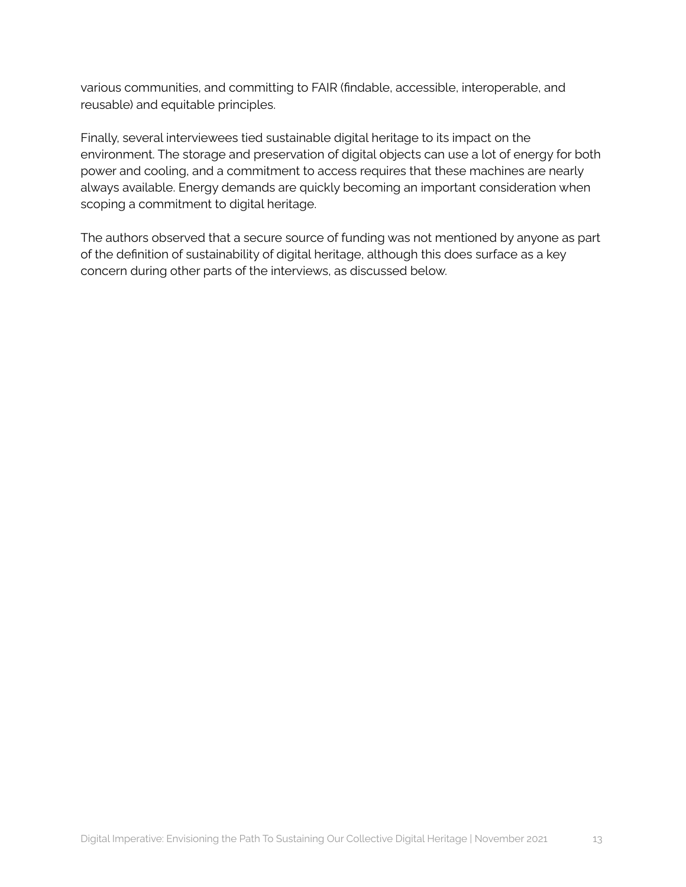various communities, and committing to FAIR (findable, accessible, interoperable, and reusable) and equitable principles.

Finally, several interviewees tied sustainable digital heritage to its impact on the environment. The storage and preservation of digital objects can use a lot of energy for both power and cooling, and a commitment to access requires that these machines are nearly always available. Energy demands are quickly becoming an important consideration when scoping a commitment to digital heritage.

The authors observed that a secure source of funding was not mentioned by anyone as part of the definition of sustainability of digital heritage, although this does surface as a key concern during other parts of the interviews, as discussed below.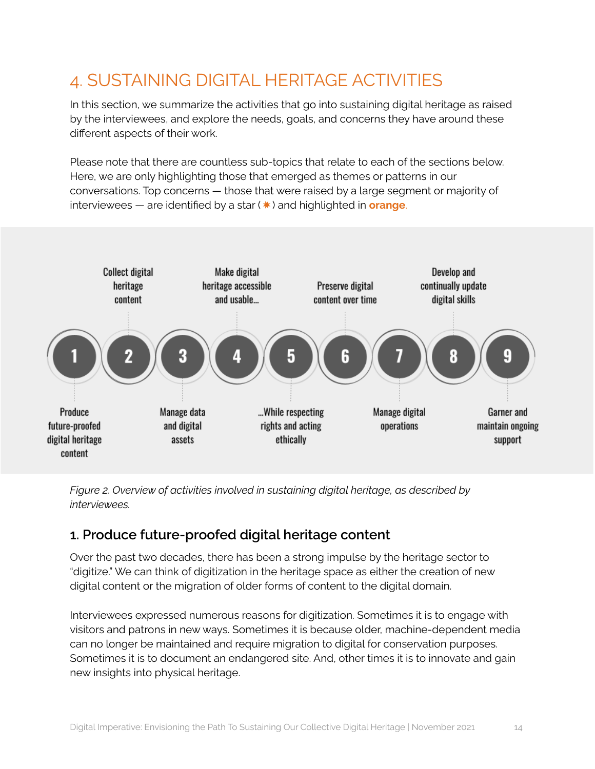# 4. SUSTAINING DIGITAL HERITAGE ACTIVITIES

In this section, we summarize the activities that go into sustaining digital heritage as raised by the interviewees, and explore the needs, goals, and concerns they have around these different aspects of their work.

Please note that there are countless sub-topics that relate to each of the sections below. Here, we are only highlighting those that emerged as themes or patterns in our conversations. Top concerns — those that were raised by a large segment or majority of interviewees — are identified by a star (✷) and highlighted in **orange**.

1. Produce future-proofed digital heritage content
2. Collect digital heritage content
3. Manage data and digital assets
4. Make digital heritage accessible and usable...
5. ...While respecting rights and acting ethically
6. Preserve digital content over time
7. Manage digital operations
8. Develop and continually update digital skills
9. Garner and maintain ongoing support

*Figure 2. Overview of activities involved in sustaining digital heritage, as described by interviewees.*

## 1. Produce future-proofed digital heritage content

Over the past two decades, there has been a strong impulse by the heritage sector to "digitize." We can think of digitization in the heritage space as either the creation of new digital content or the migration of older forms of content to the digital domain.

Interviewees expressed numerous reasons for digitization. Sometimes it is to engage with visitors and patrons in new ways. Sometimes it is because older, machine-dependent media can no longer be maintained and require migration to digital for conservation purposes. Sometimes it is to document an endangered site. And, other times it is to innovate and gain new insights into physical heritage.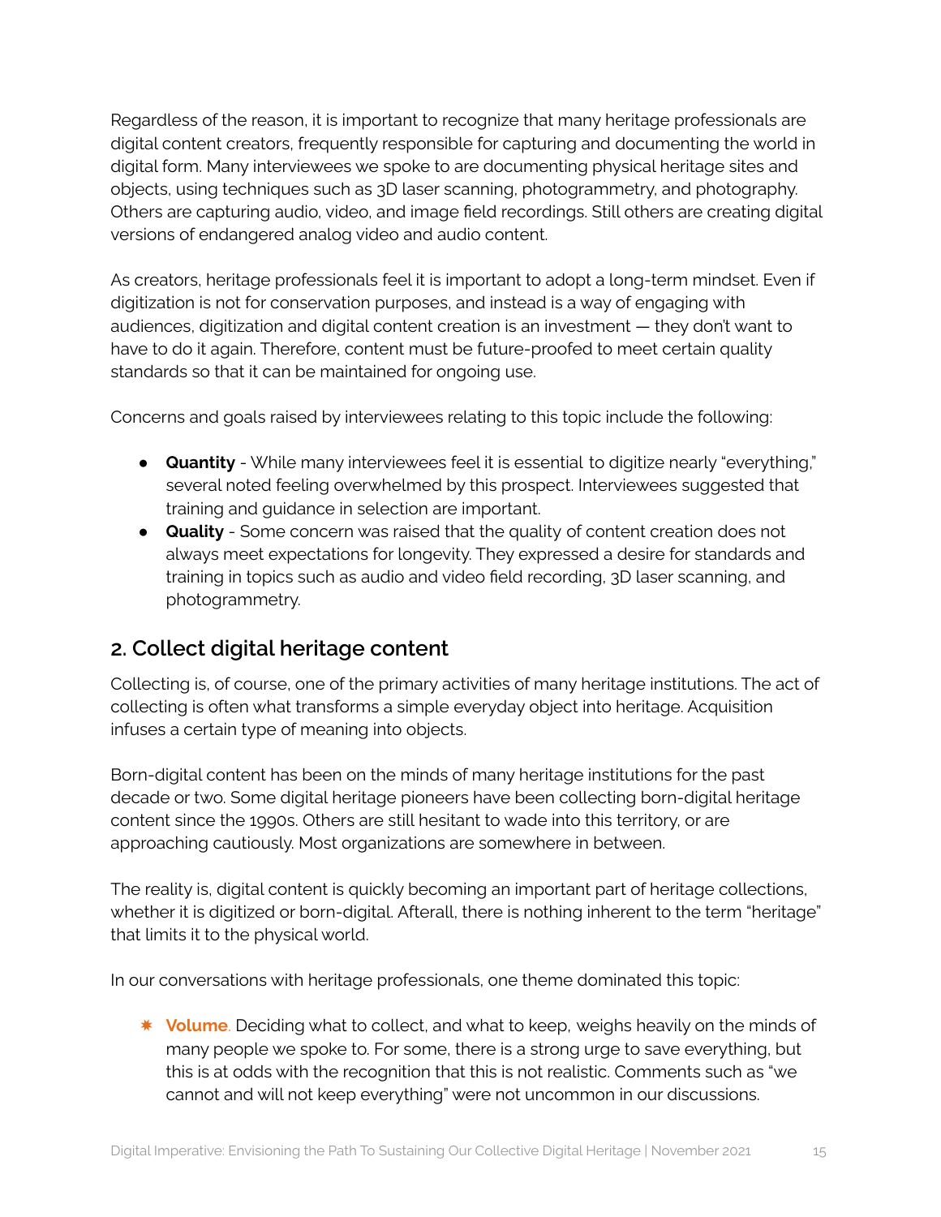Regardless of the reason, it is important to recognize that many heritage professionals are digital content creators, frequently responsible for capturing and documenting the world in digital form. Many interviewees we spoke to are documenting physical heritage sites and objects, using techniques such as 3D laser scanning, photogrammetry, and photography. Others are capturing audio, video, and image field recordings. Still others are creating digital versions of endangered analog video and audio content.

As creators, heritage professionals feel it is important to adopt a long-term mindset. Even if digitization is not for conservation purposes, and instead is a way of engaging with audiences, digitization and digital content creation is an investment — they don't want to have to do it again. Therefore, content must be future-proofed to meet certain quality standards so that it can be maintained for ongoing use.

Concerns and goals raised by interviewees relating to this topic include the following:

- **Quantity** - While many interviewees feel it is essential to digitize nearly "everything," several noted feeling overwhelmed by this prospect. Interviewees suggested that training and guidance in selection are important.
- **Quality** - Some concern was raised that the quality of content creation does not always meet expectations for longevity. They expressed a desire for standards and training in topics such as audio and video field recording, 3D laser scanning, and photogrammetry.

## 2. Collect digital heritage content

Collecting is, of course, one of the primary activities of many heritage institutions. The act of collecting is often what transforms a simple everyday object into heritage. Acquisition infuses a certain type of meaning into objects.

Born-digital content has been on the minds of many heritage institutions for the past decade or two. Some digital heritage pioneers have been collecting born-digital heritage content since the 1990s. Others are still hesitant to wade into this territory, or are approaching cautiously. Most organizations are somewhere in between.

The reality is, digital content is quickly becoming an important part of heritage collections, whether it is digitized or born-digital. Afterall, there is nothing inherent to the term "heritage" that limits it to the physical world.

In our conversations with heritage professionals, one theme dominated this topic:

- **Volume**. Deciding what to collect, and what to keep, weighs heavily on the minds of many people we spoke to. For some, there is a strong urge to save everything, but this is at odds with the recognition that this is not realistic. Comments such as "we cannot and will not keep everything" were not uncommon in our discussions.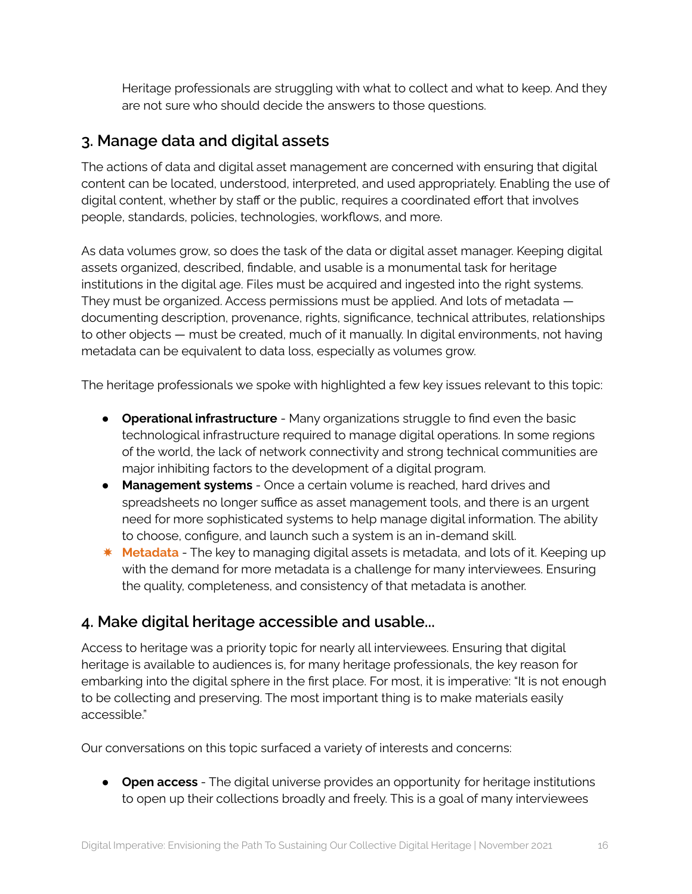Heritage professionals are struggling with what to collect and what to keep. And they are not sure who should decide the answers to those questions.

## 3. Manage data and digital assets

The actions of data and digital asset management are concerned with ensuring that digital content can be located, understood, interpreted, and used appropriately. Enabling the use of digital content, whether by staff or the public, requires a coordinated effort that involves people, standards, policies, technologies, workflows, and more.

As data volumes grow, so does the task of the data or digital asset manager. Keeping digital assets organized, described, findable, and usable is a monumental task for heritage institutions in the digital age. Files must be acquired and ingested into the right systems. They must be organized. Access permissions must be applied. And lots of metadata — documenting description, provenance, rights, significance, technical attributes, relationships to other objects — must be created, much of it manually. In digital environments, not having metadata can be equivalent to data loss, especially as volumes grow.

The heritage professionals we spoke with highlighted a few key issues relevant to this topic:

- **Operational infrastructure** - Many organizations struggle to find even the basic technological infrastructure required to manage digital operations. In some regions of the world, the lack of network connectivity and strong technical communities are major inhibiting factors to the development of a digital program.
- **Management systems** - Once a certain volume is reached, hard drives and spreadsheets no longer suffice as asset management tools, and there is an urgent need for more sophisticated systems to help manage digital information. The ability to choose, configure, and launch such a system is an in-demand skill.
- ✴ **Metadata** - The key to managing digital assets is metadata, and lots of it. Keeping up with the demand for more metadata is a challenge for many interviewees. Ensuring the quality, completeness, and consistency of that metadata is another.

## 4. Make digital heritage accessible and usable...

Access to heritage was a priority topic for nearly all interviewees. Ensuring that digital heritage is available to audiences is, for many heritage professionals, the key reason for embarking into the digital sphere in the first place. For most, it is imperative: "It is not enough to be collecting and preserving. The most important thing is to make materials easily accessible."

Our conversations on this topic surfaced a variety of interests and concerns:

- **Open access** - The digital universe provides an opportunity for heritage institutions to open up their collections broadly and freely. This is a goal of many interviewees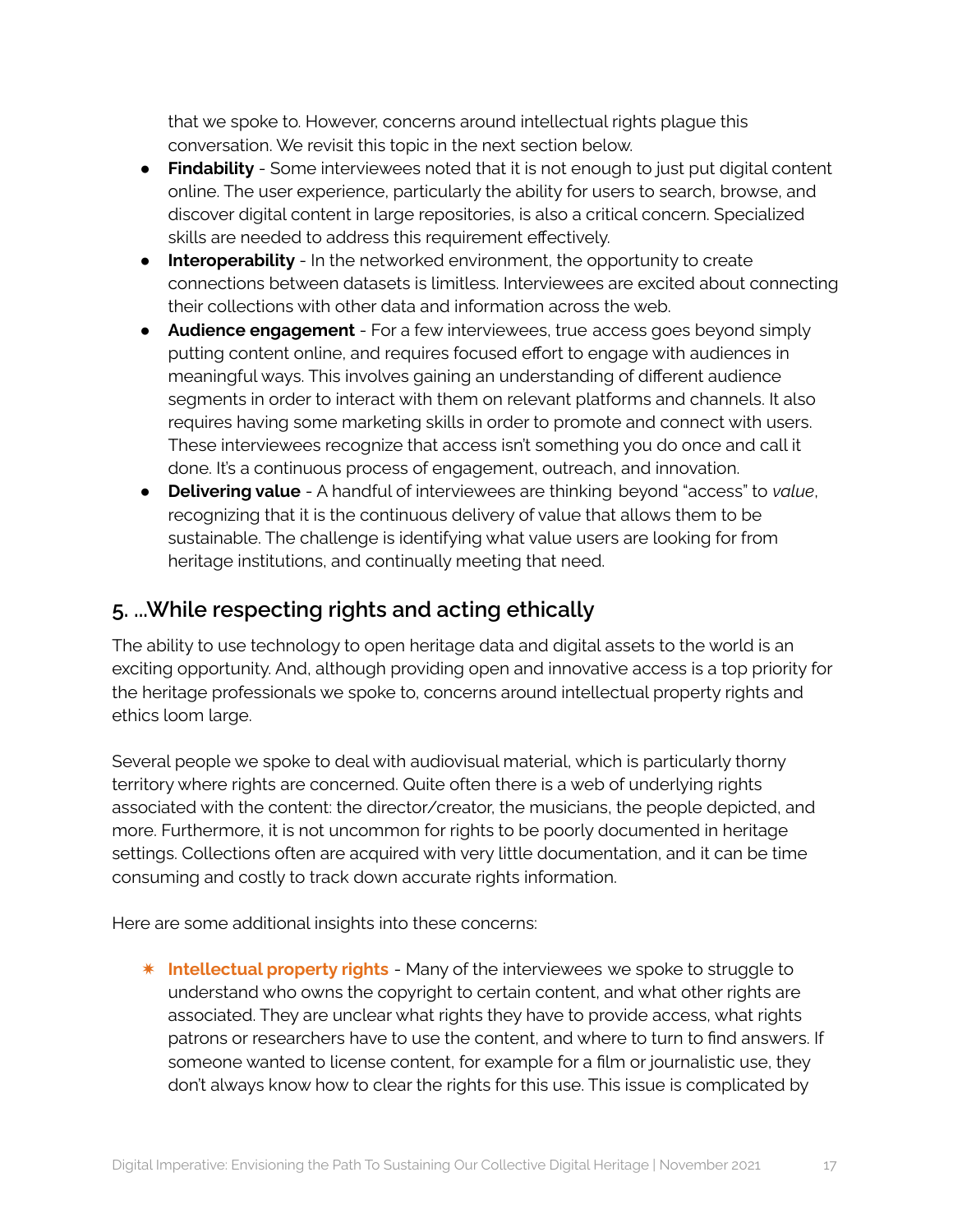that we spoke to. However, concerns around intellectual rights plague this conversation. We revisit this topic in the next section below.

- **Findability** - Some interviewees noted that it is not enough to just put digital content online. The user experience, particularly the ability for users to search, browse, and discover digital content in large repositories, is also a critical concern. Specialized skills are needed to address this requirement effectively.
- **Interoperability** - In the networked environment, the opportunity to create connections between datasets is limitless. Interviewees are excited about connecting their collections with other data and information across the web.
- **Audience engagement** - For a few interviewees, true access goes beyond simply putting content online, and requires focused effort to engage with audiences in meaningful ways. This involves gaining an understanding of different audience segments in order to interact with them on relevant platforms and channels. It also requires having some marketing skills in order to promote and connect with users. These interviewees recognize that access isn't something you do once and call it done. It's a continuous process of engagement, outreach, and innovation.
- **Delivering value** - A handful of interviewees are thinking beyond "access" to *value*, recognizing that it is the continuous delivery of value that allows them to be sustainable. The challenge is identifying what value users are looking for from heritage institutions, and continually meeting that need.

## 5. ...While respecting rights and acting ethically

The ability to use technology to open heritage data and digital assets to the world is an exciting opportunity. And, although providing open and innovative access is a top priority for the heritage professionals we spoke to, concerns around intellectual property rights and ethics loom large.

Several people we spoke to deal with audiovisual material, which is particularly thorny territory where rights are concerned. Quite often there is a web of underlying rights associated with the content: the director/creator, the musicians, the people depicted, and more. Furthermore, it is not uncommon for rights to be poorly documented in heritage settings. Collections often are acquired with very little documentation, and it can be time consuming and costly to track down accurate rights information.

Here are some additional insights into these concerns:

- **Intellectual property rights** - Many of the interviewees we spoke to struggle to understand who owns the copyright to certain content, and what other rights are associated. They are unclear what rights they have to provide access, what rights patrons or researchers have to use the content, and where to turn to find answers. If someone wanted to license content, for example for a film or journalistic use, they don't always know how to clear the rights for this use. This issue is complicated by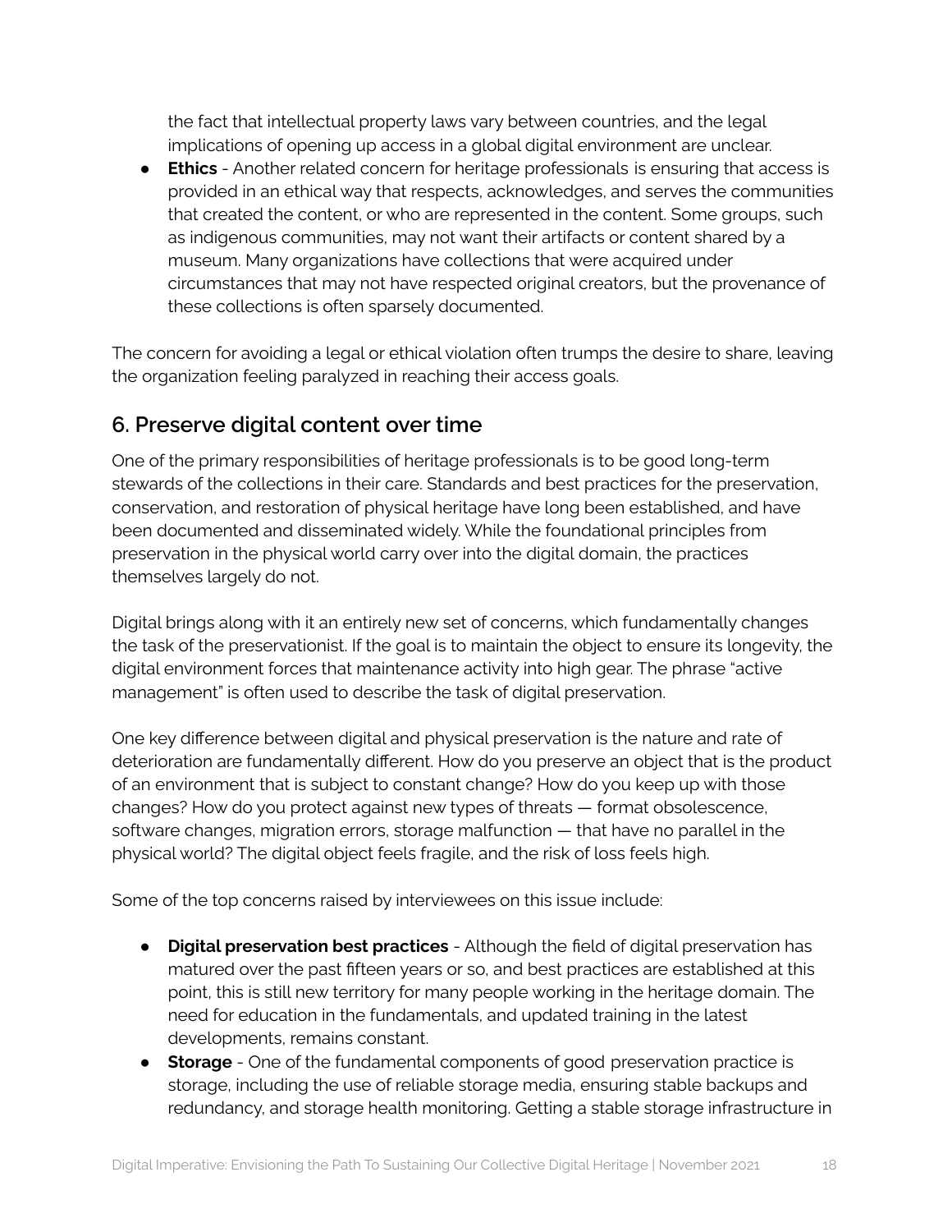the fact that intellectual property laws vary between countries, and the legal implications of opening up access in a global digital environment are unclear.

- **Ethics** - Another related concern for heritage professionals is ensuring that access is provided in an ethical way that respects, acknowledges, and serves the communities that created the content, or who are represented in the content. Some groups, such as indigenous communities, may not want their artifacts or content shared by a museum. Many organizations have collections that were acquired under circumstances that may not have respected original creators, but the provenance of these collections is often sparsely documented.

The concern for avoiding a legal or ethical violation often trumps the desire to share, leaving the organization feeling paralyzed in reaching their access goals.

## 6. Preserve digital content over time

One of the primary responsibilities of heritage professionals is to be good long-term stewards of the collections in their care. Standards and best practices for the preservation, conservation, and restoration of physical heritage have long been established, and have been documented and disseminated widely. While the foundational principles from preservation in the physical world carry over into the digital domain, the practices themselves largely do not.

Digital brings along with it an entirely new set of concerns, which fundamentally changes the task of the preservationist. If the goal is to maintain the object to ensure its longevity, the digital environment forces that maintenance activity into high gear. The phrase "active management" is often used to describe the task of digital preservation.

One key difference between digital and physical preservation is the nature and rate of deterioration are fundamentally different. How do you preserve an object that is the product of an environment that is subject to constant change? How do you keep up with those changes? How do you protect against new types of threats — format obsolescence, software changes, migration errors, storage malfunction — that have no parallel in the physical world? The digital object feels fragile, and the risk of loss feels high.

Some of the top concerns raised by interviewees on this issue include:

- **Digital preservation best practices** - Although the field of digital preservation has matured over the past fifteen years or so, and best practices are established at this point, this is still new territory for many people working in the heritage domain. The need for education in the fundamentals, and updated training in the latest developments, remains constant.
- **Storage** - One of the fundamental components of good preservation practice is storage, including the use of reliable storage media, ensuring stable backups and redundancy, and storage health monitoring. Getting a stable storage infrastructure in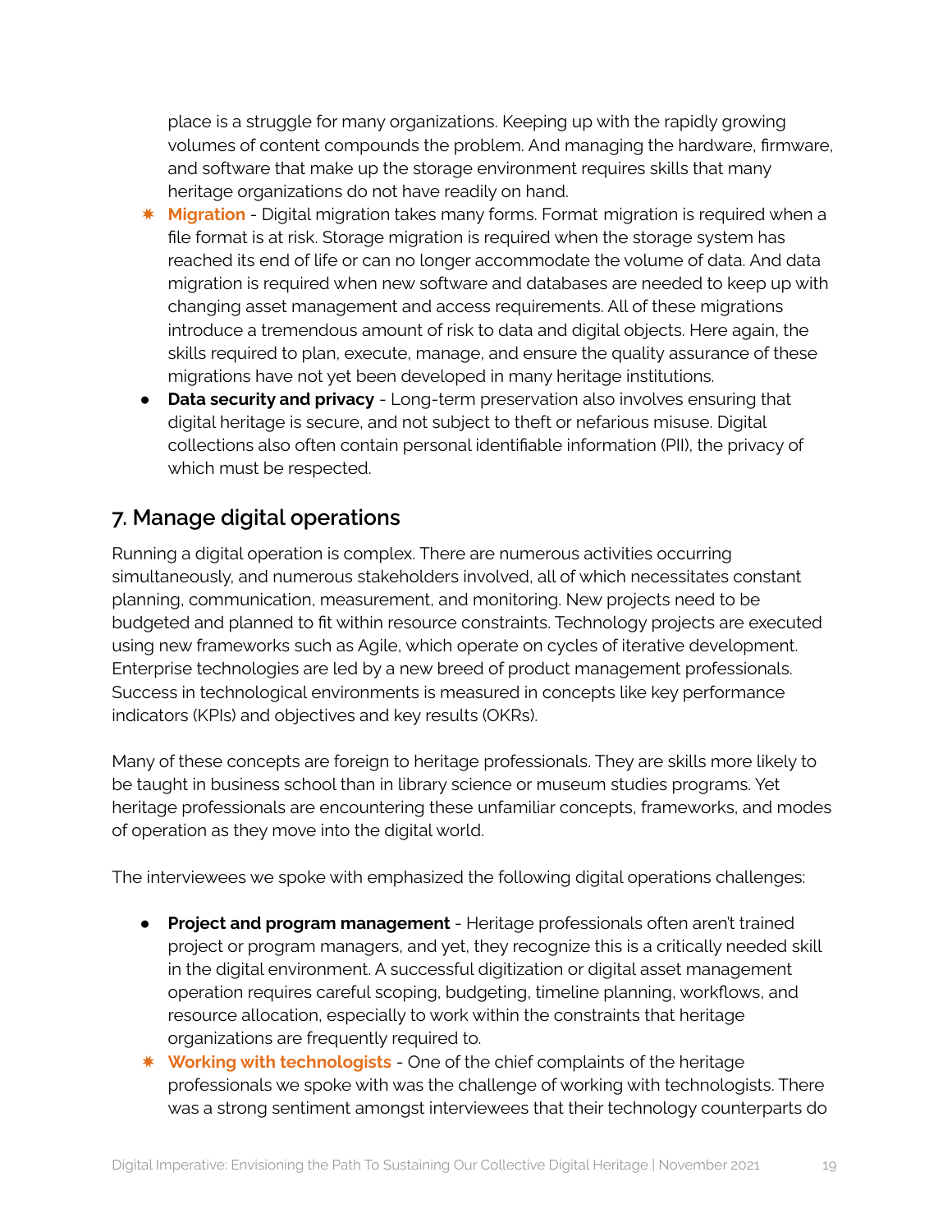place is a struggle for many organizations. Keeping up with the rapidly growing volumes of content compounds the problem. And managing the hardware, firmware, and software that make up the storage environment requires skills that many heritage organizations do not have readily on hand.

- ✷ **Migration** - Digital migration takes many forms. Format migration is required when a file format is at risk. Storage migration is required when the storage system has reached its end of life or can no longer accommodate the volume of data. And data migration is required when new software and databases are needed to keep up with changing asset management and access requirements. All of these migrations introduce a tremendous amount of risk to data and digital objects. Here again, the skills required to plan, execute, manage, and ensure the quality assurance of these migrations have not yet been developed in many heritage institutions.
- **Data security and privacy** - Long-term preservation also involves ensuring that digital heritage is secure, and not subject to theft or nefarious misuse. Digital collections also often contain personal identifiable information (PII), the privacy of which must be respected.

## 7. Manage digital operations

Running a digital operation is complex. There are numerous activities occurring simultaneously, and numerous stakeholders involved, all of which necessitates constant planning, communication, measurement, and monitoring. New projects need to be budgeted and planned to fit within resource constraints. Technology projects are executed using new frameworks such as Agile, which operate on cycles of iterative development. Enterprise technologies are led by a new breed of product management professionals. Success in technological environments is measured in concepts like key performance indicators (KPIs) and objectives and key results (OKRs).

Many of these concepts are foreign to heritage professionals. They are skills more likely to be taught in business school than in library science or museum studies programs. Yet heritage professionals are encountering these unfamiliar concepts, frameworks, and modes of operation as they move into the digital world.

The interviewees we spoke with emphasized the following digital operations challenges:

- **Project and program management** - Heritage professionals often aren't trained project or program managers, and yet, they recognize this is a critically needed skill in the digital environment. A successful digitization or digital asset management operation requires careful scoping, budgeting, timeline planning, workflows, and resource allocation, especially to work within the constraints that heritage organizations are frequently required to.
- ✷ **Working with technologists** - One of the chief complaints of the heritage professionals we spoke with was the challenge of working with technologists. There was a strong sentiment amongst interviewees that their technology counterparts do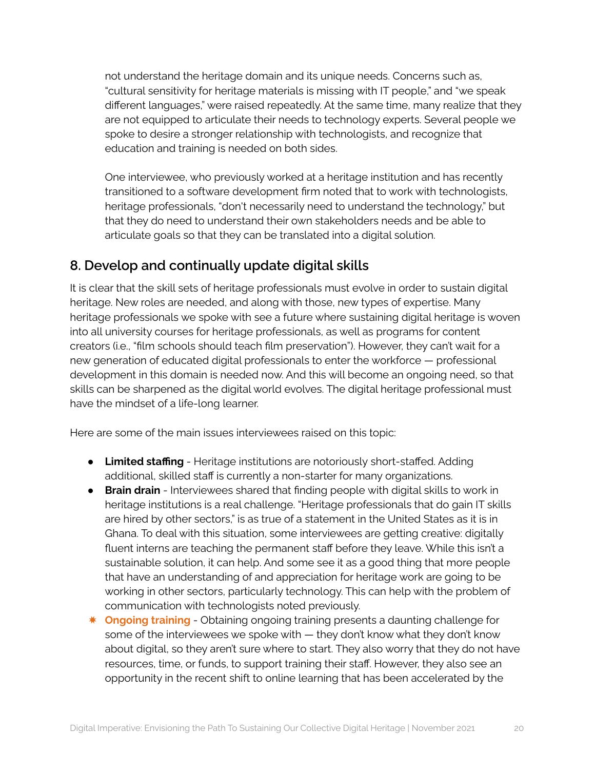not understand the heritage domain and its unique needs. Concerns such as, "cultural sensitivity for heritage materials is missing with IT people," and "we speak different languages," were raised repeatedly. At the same time, many realize that they are not equipped to articulate their needs to technology experts. Several people we spoke to desire a stronger relationship with technologists, and recognize that education and training is needed on both sides.

One interviewee, who previously worked at a heritage institution and has recently transitioned to a software development firm noted that to work with technologists, heritage professionals, "don't necessarily need to understand the technology," but that they do need to understand their own stakeholders needs and be able to articulate goals so that they can be translated into a digital solution.

## 8. Develop and continually update digital skills

It is clear that the skill sets of heritage professionals must evolve in order to sustain digital heritage. New roles are needed, and along with those, new types of expertise. Many heritage professionals we spoke with see a future where sustaining digital heritage is woven into all university courses for heritage professionals, as well as programs for content creators (i.e., "film schools should teach film preservation"). However, they can't wait for a new generation of educated digital professionals to enter the workforce — professional development in this domain is needed now. And this will become an ongoing need, so that skills can be sharpened as the digital world evolves. The digital heritage professional must have the mindset of a life-long learner.

Here are some of the main issues interviewees raised on this topic:

- **Limited staffing** - Heritage institutions are notoriously short-staffed. Adding additional, skilled staff is currently a non-starter for many organizations.
- **Brain drain** - Interviewees shared that finding people with digital skills to work in heritage institutions is a real challenge. "Heritage professionals that do gain IT skills are hired by other sectors," is as true of a statement in the United States as it is in Ghana. To deal with this situation, some interviewees are getting creative: digitally fluent interns are teaching the permanent staff before they leave. While this isn't a sustainable solution, it can help. And some see it as a good thing that more people that have an understanding of and appreciation for heritage work are going to be working in other sectors, particularly technology. This can help with the problem of communication with technologists noted previously.
- ✷ **Ongoing training** - Obtaining ongoing training presents a daunting challenge for some of the interviewees we spoke with — they don't know what they don't know about digital, so they aren't sure where to start. They also worry that they do not have resources, time, or funds, to support training their staff. However, they also see an opportunity in the recent shift to online learning that has been accelerated by the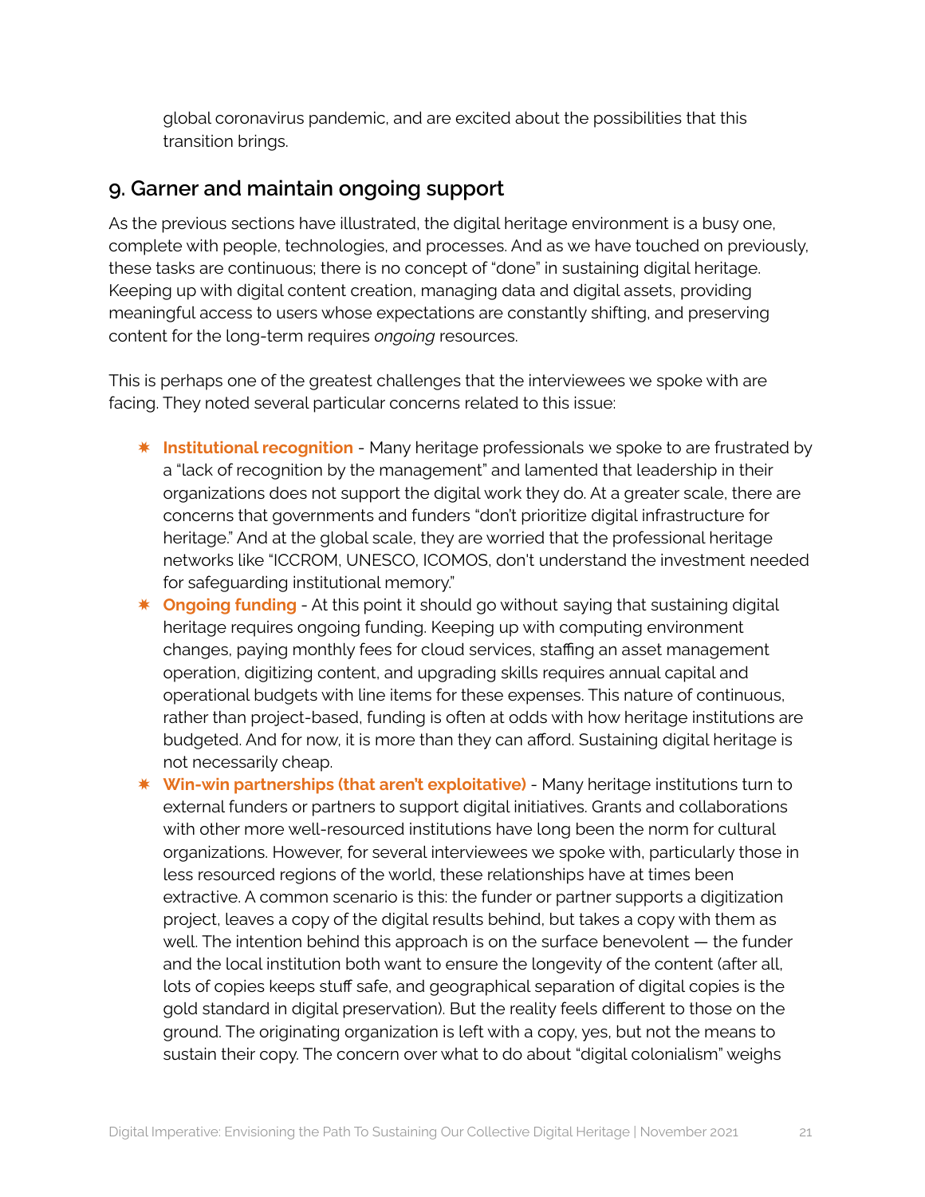global coronavirus pandemic, and are excited about the possibilities that this transition brings.

## 9. Garner and maintain ongoing support

As the previous sections have illustrated, the digital heritage environment is a busy one, complete with people, technologies, and processes. And as we have touched on previously, these tasks are continuous; there is no concept of "done" in sustaining digital heritage. Keeping up with digital content creation, managing data and digital assets, providing meaningful access to users whose expectations are constantly shifting, and preserving content for the long-term requires *ongoing* resources.

This is perhaps one of the greatest challenges that the interviewees we spoke with are facing. They noted several particular concerns related to this issue:

- **Institutional recognition** - Many heritage professionals we spoke to are frustrated by a "lack of recognition by the management" and lamented that leadership in their organizations does not support the digital work they do. At a greater scale, there are concerns that governments and funders "don't prioritize digital infrastructure for heritage." And at the global scale, they are worried that the professional heritage networks like "ICCROM, UNESCO, ICOMOS, don't understand the investment needed for safeguarding institutional memory."
- **Ongoing funding** - At this point it should go without saying that sustaining digital heritage requires ongoing funding. Keeping up with computing environment changes, paying monthly fees for cloud services, staffing an asset management operation, digitizing content, and upgrading skills requires annual capital and operational budgets with line items for these expenses. This nature of continuous, rather than project-based, funding is often at odds with how heritage institutions are budgeted. And for now, it is more than they can afford. Sustaining digital heritage is not necessarily cheap.
- **Win-win partnerships (that aren't exploitative)** - Many heritage institutions turn to external funders or partners to support digital initiatives. Grants and collaborations with other more well-resourced institutions have long been the norm for cultural organizations. However, for several interviewees we spoke with, particularly those in less resourced regions of the world, these relationships have at times been extractive. A common scenario is this: the funder or partner supports a digitization project, leaves a copy of the digital results behind, but takes a copy with them as well. The intention behind this approach is on the surface benevolent — the funder and the local institution both want to ensure the longevity of the content (after all, lots of copies keeps stuff safe, and geographical separation of digital copies is the gold standard in digital preservation). But the reality feels different to those on the ground. The originating organization is left with a copy, yes, but not the means to sustain their copy. The concern over what to do about "digital colonialism" weighs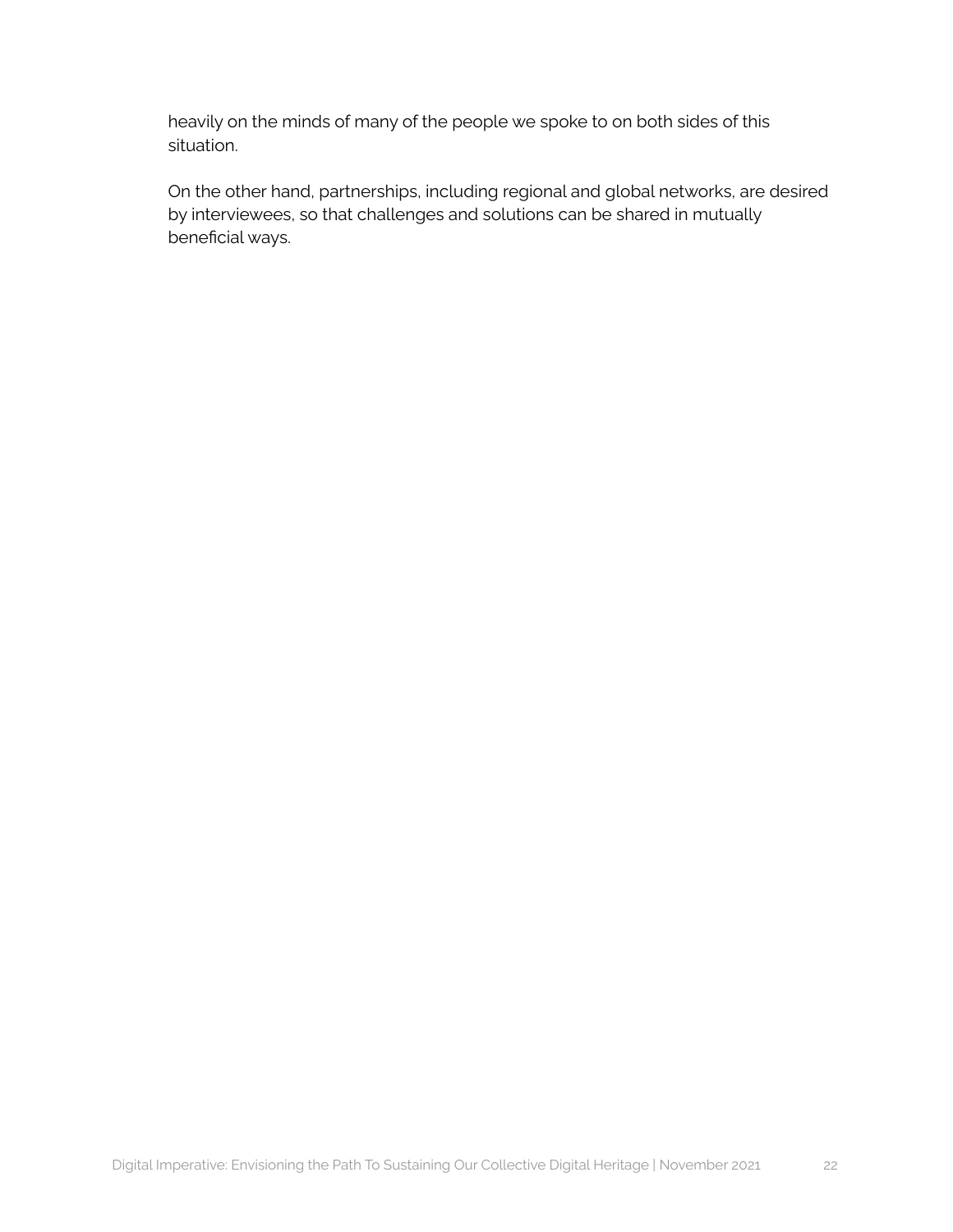heavily on the minds of many of the people we spoke to on both sides of this situation.

On the other hand, partnerships, including regional and global networks, are desired by interviewees, so that challenges and solutions can be shared in mutually beneficial ways.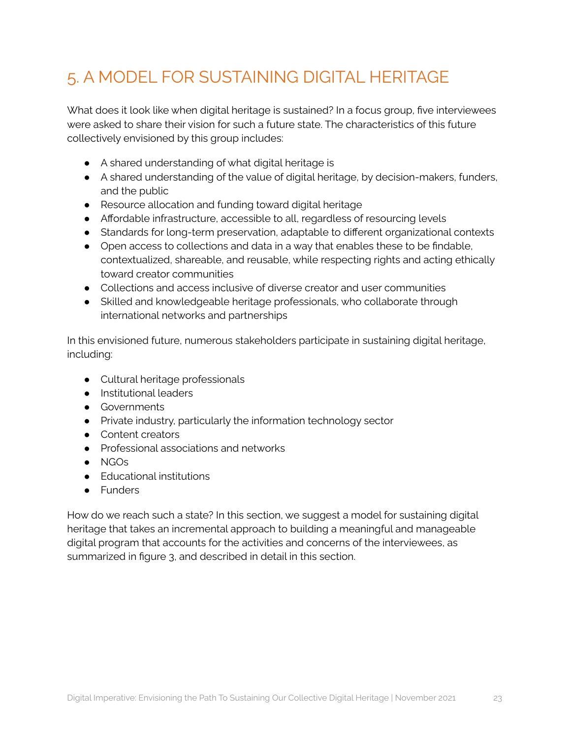# 5. A MODEL FOR SUSTAINING DIGITAL HERITAGE

What does it look like when digital heritage is sustained? In a focus group, five interviewees were asked to share their vision for such a future state. The characteristics of this future collectively envisioned by this group includes:

- A shared understanding of what digital heritage is
- A shared understanding of the value of digital heritage, by decision-makers, funders, and the public
- Resource allocation and funding toward digital heritage
- Affordable infrastructure, accessible to all, regardless of resourcing levels
- Standards for long-term preservation, adaptable to different organizational contexts
- Open access to collections and data in a way that enables these to be findable, contextualized, shareable, and reusable, while respecting rights and acting ethically toward creator communities
- Collections and access inclusive of diverse creator and user communities
- Skilled and knowledgeable heritage professionals, who collaborate through international networks and partnerships

In this envisioned future, numerous stakeholders participate in sustaining digital heritage, including:

- Cultural heritage professionals
- Institutional leaders
- Governments
- Private industry, particularly the information technology sector
- Content creators
- Professional associations and networks
- NGOs
- Educational institutions
- Funders

How do we reach such a state? In this section, we suggest a model for sustaining digital heritage that takes an incremental approach to building a meaningful and manageable digital program that accounts for the activities and concerns of the interviewees, as summarized in figure 3, and described in detail in this section.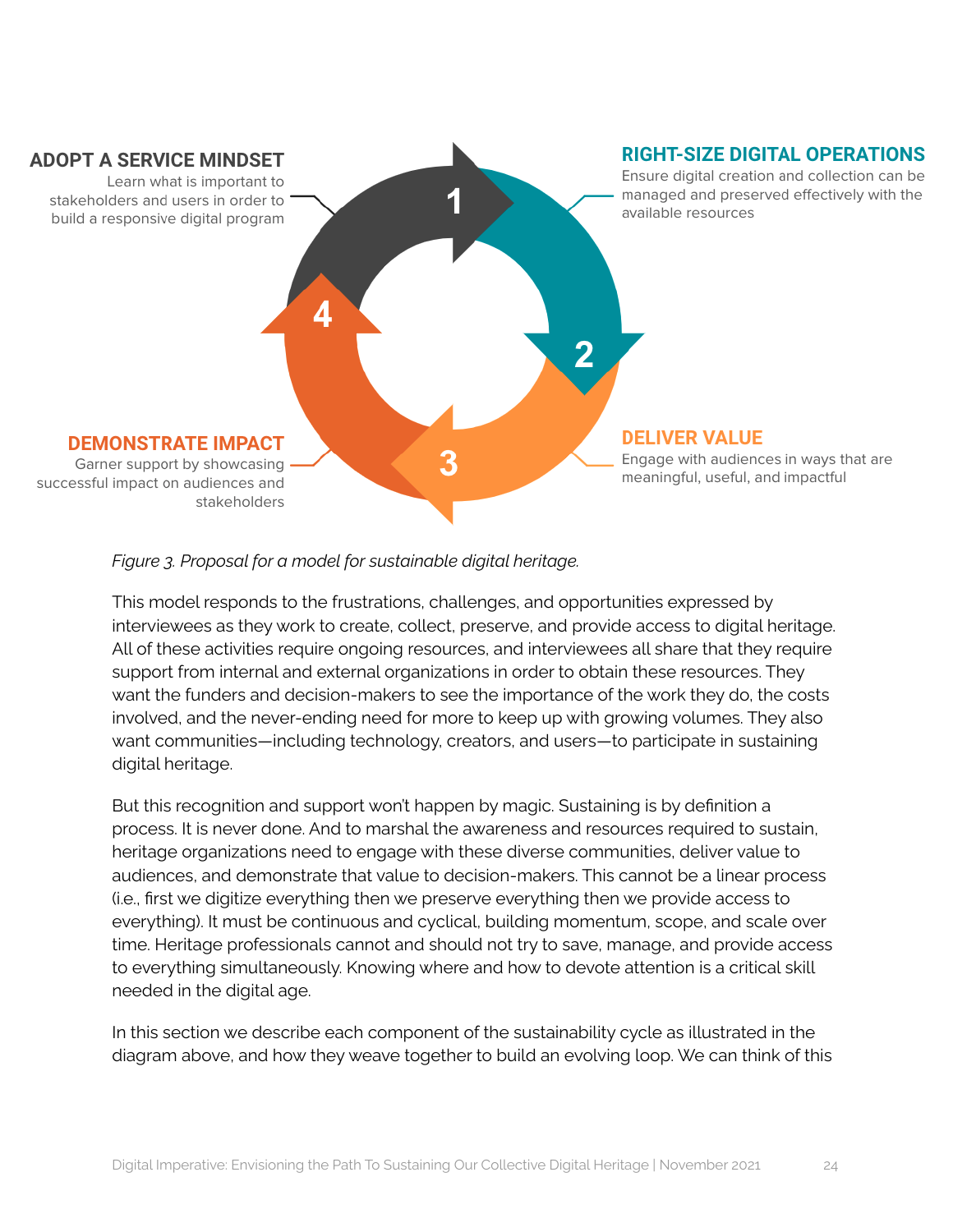**ADOPT A SERVICE MINDSET**
Learn what is important to stakeholders and users in order to build a responsive digital program

**RIGHT-SIZE DIGITAL OPERATIONS**
Ensure digital creation and collection can be managed and preserved effectively with the available resources

**DELIVER VALUE**
Engage with audiences in ways that are meaningful, useful, and impactful

**DEMONSTRATE IMPACT**
Garner support by showcasing successful impact on audiences and stakeholders

*Figure 3. Proposal for a model for sustainable digital heritage.*

This model responds to the frustrations, challenges, and opportunities expressed by interviewees as they work to create, collect, preserve, and provide access to digital heritage. All of these activities require ongoing resources, and interviewees all share that they require support from internal and external organizations in order to obtain these resources. They want the funders and decision-makers to see the importance of the work they do, the costs involved, and the never-ending need for more to keep up with growing volumes. They also want communities—including technology, creators, and users—to participate in sustaining digital heritage.

But this recognition and support won't happen by magic. Sustaining is by definition a process. It is never done. And to marshal the awareness and resources required to sustain, heritage organizations need to engage with these diverse communities, deliver value to audiences, and demonstrate that value to decision-makers. This cannot be a linear process (i.e., first we digitize everything then we preserve everything then we provide access to everything). It must be continuous and cyclical, building momentum, scope, and scale over time. Heritage professionals cannot and should not try to save, manage, and provide access to everything simultaneously. Knowing where and how to devote attention is a critical skill needed in the digital age.

In this section we describe each component of the sustainability cycle as illustrated in the diagram above, and how they weave together to build an evolving loop. We can think of this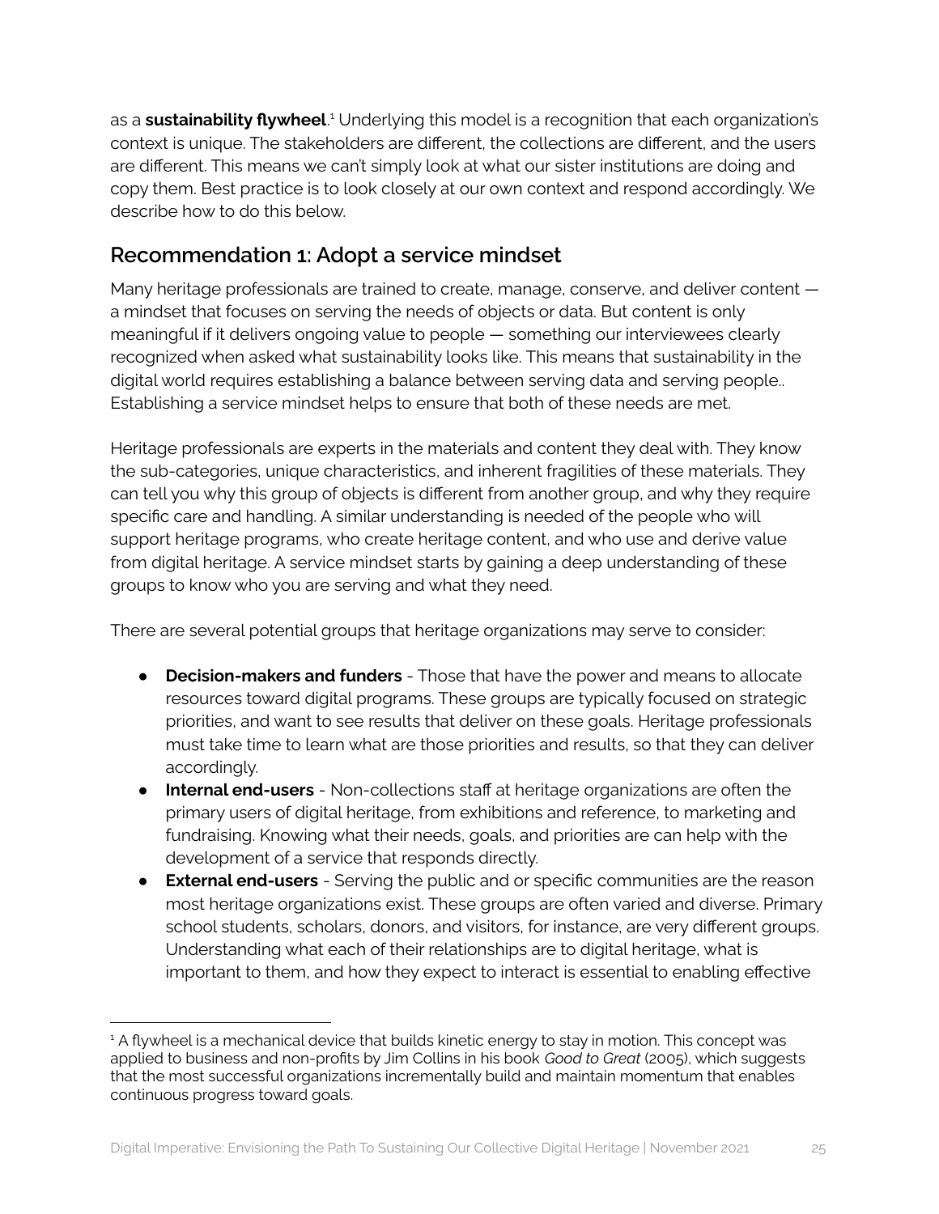as a **sustainability flywheel**.[1] Underlying this model is a recognition that each organization's context is unique. The stakeholders are different, the collections are different, and the users are different. This means we can't simply look at what our sister institutions are doing and copy them. Best practice is to look closely at our own context and respond accordingly. We describe how to do this below.

## Recommendation 1: Adopt a service mindset

Many heritage professionals are trained to create, manage, conserve, and deliver content — a mindset that focuses on serving the needs of objects or data. But content is only meaningful if it delivers ongoing value to people — something our interviewees clearly recognized when asked what sustainability looks like. This means that sustainability in the digital world requires establishing a balance between serving data and serving people.. Establishing a service mindset helps to ensure that both of these needs are met.

Heritage professionals are experts in the materials and content they deal with. They know the sub-categories, unique characteristics, and inherent fragilities of these materials. They can tell you why this group of objects is different from another group, and why they require specific care and handling. A similar understanding is needed of the people who will support heritage programs, who create heritage content, and who use and derive value from digital heritage. A service mindset starts by gaining a deep understanding of these groups to know who you are serving and what they need.

There are several potential groups that heritage organizations may serve to consider:

- **Decision-makers and funders** - Those that have the power and means to allocate resources toward digital programs. These groups are typically focused on strategic priorities, and want to see results that deliver on these goals. Heritage professionals must take time to learn what are those priorities and results, so that they can deliver accordingly.
- **Internal end-users** - Non-collections staff at heritage organizations are often the primary users of digital heritage, from exhibitions and reference, to marketing and fundraising. Knowing what their needs, goals, and priorities are can help with the development of a service that responds directly.
- **External end-users** - Serving the public and or specific communities are the reason most heritage organizations exist. These groups are often varied and diverse. Primary school students, scholars, donors, and visitors, for instance, are very different groups. Understanding what each of their relationships are to digital heritage, what is important to them, and how they expect to interact is essential to enabling effective

[1] A flywheel is a mechanical device that builds kinetic energy to stay in motion. This concept was applied to business and non-profits by Jim Collins in his book *Good to Great* (2005), which suggests that the most successful organizations incrementally build and maintain momentum that enables continuous progress toward goals.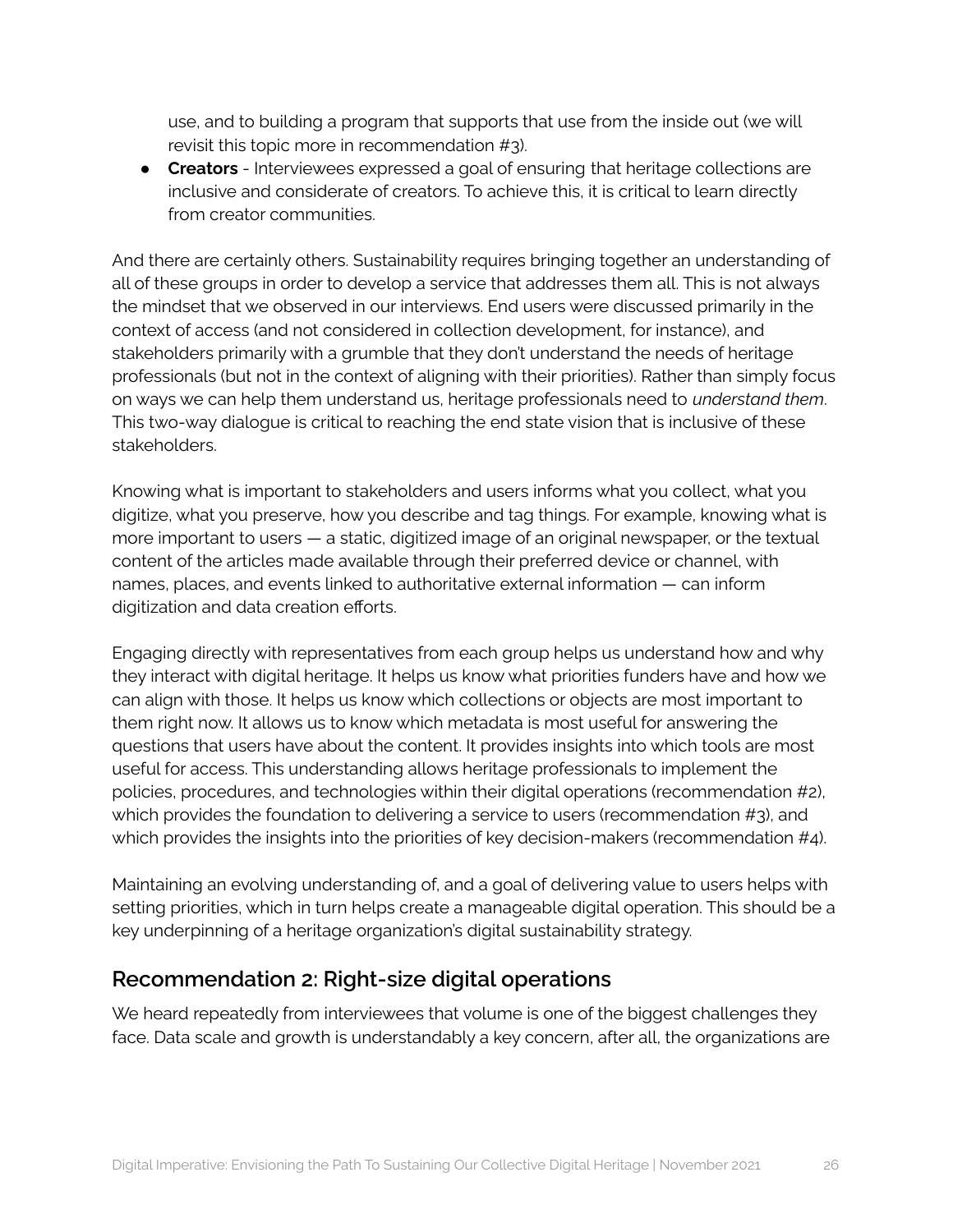use, and to building a program that supports that use from the inside out (we will revisit this topic more in recommendation #3).

- **Creators** - Interviewees expressed a goal of ensuring that heritage collections are inclusive and considerate of creators. To achieve this, it is critical to learn directly from creator communities.

And there are certainly others. Sustainability requires bringing together an understanding of all of these groups in order to develop a service that addresses them all. This is not always the mindset that we observed in our interviews. End users were discussed primarily in the context of access (and not considered in collection development, for instance), and stakeholders primarily with a grumble that they don't understand the needs of heritage professionals (but not in the context of aligning with their priorities). Rather than simply focus on ways we can help them understand us, heritage professionals need to *understand them*. This two-way dialogue is critical to reaching the end state vision that is inclusive of these stakeholders.

Knowing what is important to stakeholders and users informs what you collect, what you digitize, what you preserve, how you describe and tag things. For example, knowing what is more important to users — a static, digitized image of an original newspaper, or the textual content of the articles made available through their preferred device or channel, with names, places, and events linked to authoritative external information — can inform digitization and data creation efforts.

Engaging directly with representatives from each group helps us understand how and why they interact with digital heritage. It helps us know what priorities funders have and how we can align with those. It helps us know which collections or objects are most important to them right now. It allows us to know which metadata is most useful for answering the questions that users have about the content. It provides insights into which tools are most useful for access. This understanding allows heritage professionals to implement the policies, procedures, and technologies within their digital operations (recommendation #2), which provides the foundation to delivering a service to users (recommendation #3), and which provides the insights into the priorities of key decision-makers (recommendation #4).

Maintaining an evolving understanding of, and a goal of delivering value to users helps with setting priorities, which in turn helps create a manageable digital operation. This should be a key underpinning of a heritage organization's digital sustainability strategy.

## Recommendation 2: Right-size digital operations

We heard repeatedly from interviewees that volume is one of the biggest challenges they face. Data scale and growth is understandably a key concern, after all, the organizations are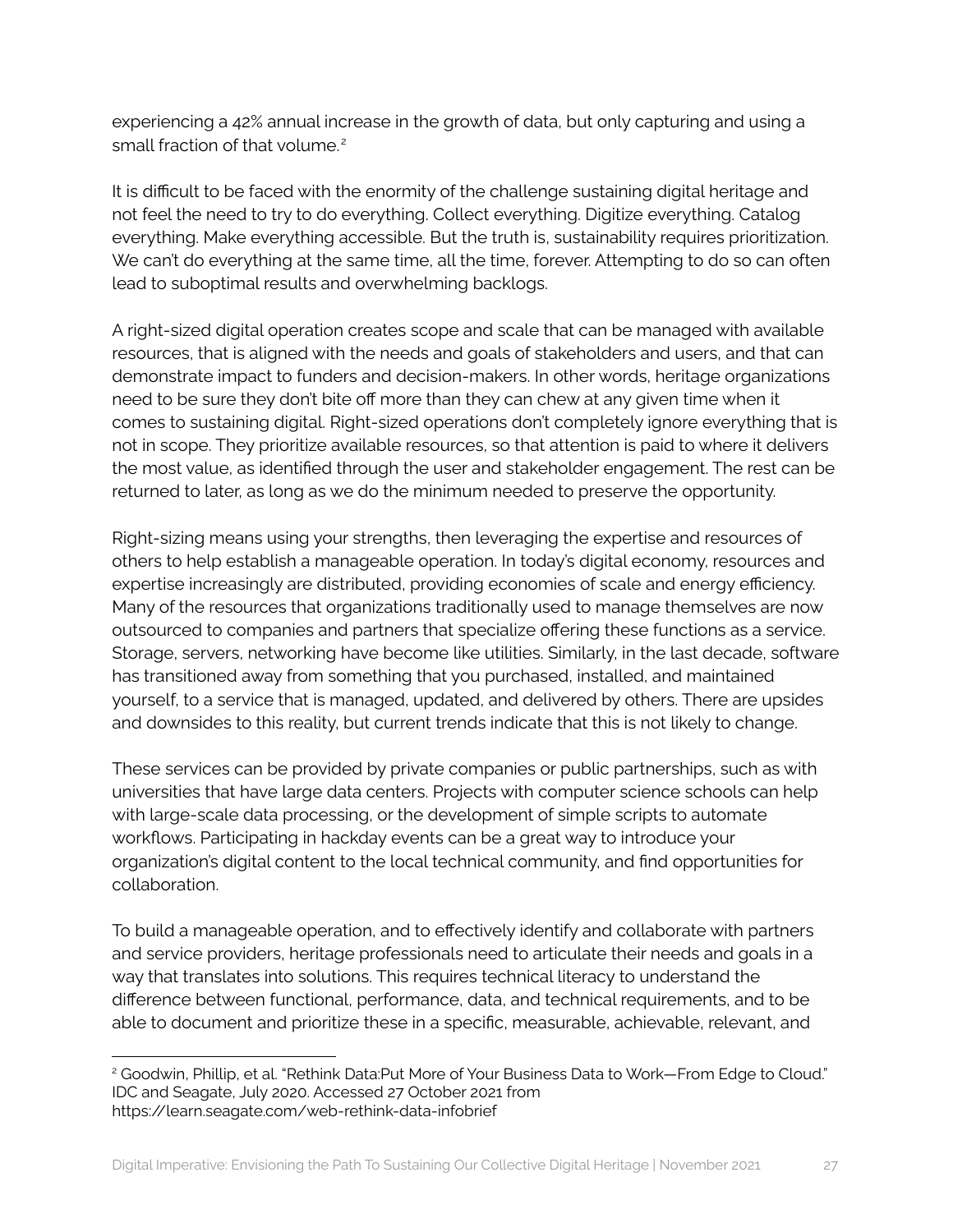experiencing a 42% annual increase in the growth of data, but only capturing and using a small fraction of that volume.[2]

It is difficult to be faced with the enormity of the challenge sustaining digital heritage and not feel the need to try to do everything. Collect everything. Digitize everything. Catalog everything. Make everything accessible. But the truth is, sustainability requires prioritization. We can't do everything at the same time, all the time, forever. Attempting to do so can often lead to suboptimal results and overwhelming backlogs.

A right-sized digital operation creates scope and scale that can be managed with available resources, that is aligned with the needs and goals of stakeholders and users, and that can demonstrate impact to funders and decision-makers. In other words, heritage organizations need to be sure they don't bite off more than they can chew at any given time when it comes to sustaining digital. Right-sized operations don't completely ignore everything that is not in scope. They prioritize available resources, so that attention is paid to where it delivers the most value, as identified through the user and stakeholder engagement. The rest can be returned to later, as long as we do the minimum needed to preserve the opportunity.

Right-sizing means using your strengths, then leveraging the expertise and resources of others to help establish a manageable operation. In today's digital economy, resources and expertise increasingly are distributed, providing economies of scale and energy efficiency. Many of the resources that organizations traditionally used to manage themselves are now outsourced to companies and partners that specialize offering these functions as a service. Storage, servers, networking have become like utilities. Similarly, in the last decade, software has transitioned away from something that you purchased, installed, and maintained yourself, to a service that is managed, updated, and delivered by others. There are upsides and downsides to this reality, but current trends indicate that this is not likely to change.

These services can be provided by private companies or public partnerships, such as with universities that have large data centers. Projects with computer science schools can help with large-scale data processing, or the development of simple scripts to automate workflows. Participating in hackday events can be a great way to introduce your organization's digital content to the local technical community, and find opportunities for collaboration.

To build a manageable operation, and to effectively identify and collaborate with partners and service providers, heritage professionals need to articulate their needs and goals in a way that translates into solutions. This requires technical literacy to understand the difference between functional, performance, data, and technical requirements, and to be able to document and prioritize these in a specific, measurable, achievable, relevant, and

---

[2] Goodwin, Phillip, et al. "Rethink Data:Put More of Your Business Data to Work—From Edge to Cloud." IDC and Seagate, July 2020. Accessed 27 October 2021 from https://learn.seagate.com/web-rethink-data-infobrief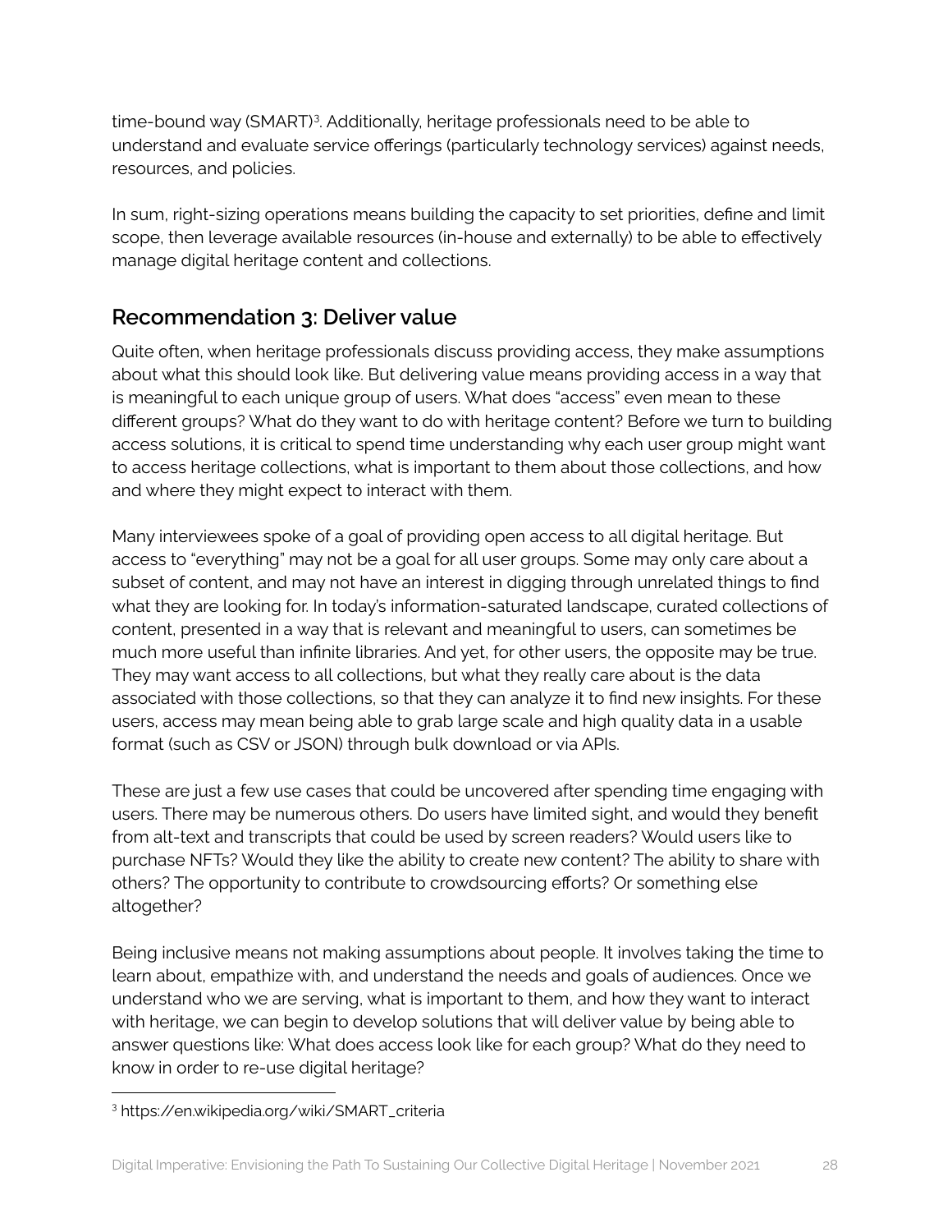time-bound way (SMART)[3]. Additionally, heritage professionals need to be able to understand and evaluate service offerings (particularly technology services) against needs, resources, and policies.

In sum, right-sizing operations means building the capacity to set priorities, define and limit scope, then leverage available resources (in-house and externally) to be able to effectively manage digital heritage content and collections.

## Recommendation 3: Deliver value

Quite often, when heritage professionals discuss providing access, they make assumptions about what this should look like. But delivering value means providing access in a way that is meaningful to each unique group of users. What does "access" even mean to these different groups? What do they want to do with heritage content? Before we turn to building access solutions, it is critical to spend time understanding why each user group might want to access heritage collections, what is important to them about those collections, and how and where they might expect to interact with them.

Many interviewees spoke of a goal of providing open access to all digital heritage. But access to "everything" may not be a goal for all user groups. Some may only care about a subset of content, and may not have an interest in digging through unrelated things to find what they are looking for. In today's information-saturated landscape, curated collections of content, presented in a way that is relevant and meaningful to users, can sometimes be much more useful than infinite libraries. And yet, for other users, the opposite may be true. They may want access to all collections, but what they really care about is the data associated with those collections, so that they can analyze it to find new insights. For these users, access may mean being able to grab large scale and high quality data in a usable format (such as CSV or JSON) through bulk download or via APIs.

These are just a few use cases that could be uncovered after spending time engaging with users. There may be numerous others. Do users have limited sight, and would they benefit from alt-text and transcripts that could be used by screen readers? Would users like to purchase NFTs? Would they like the ability to create new content? The ability to share with others? The opportunity to contribute to crowdsourcing efforts? Or something else altogether?

Being inclusive means not making assumptions about people. It involves taking the time to learn about, empathize with, and understand the needs and goals of audiences. Once we understand who we are serving, what is important to them, and how they want to interact with heritage, we can begin to develop solutions that will deliver value by being able to answer questions like: What does access look like for each group? What do they need to know in order to re-use digital heritage?

---

[3] https://en.wikipedia.org/wiki/SMART_criteria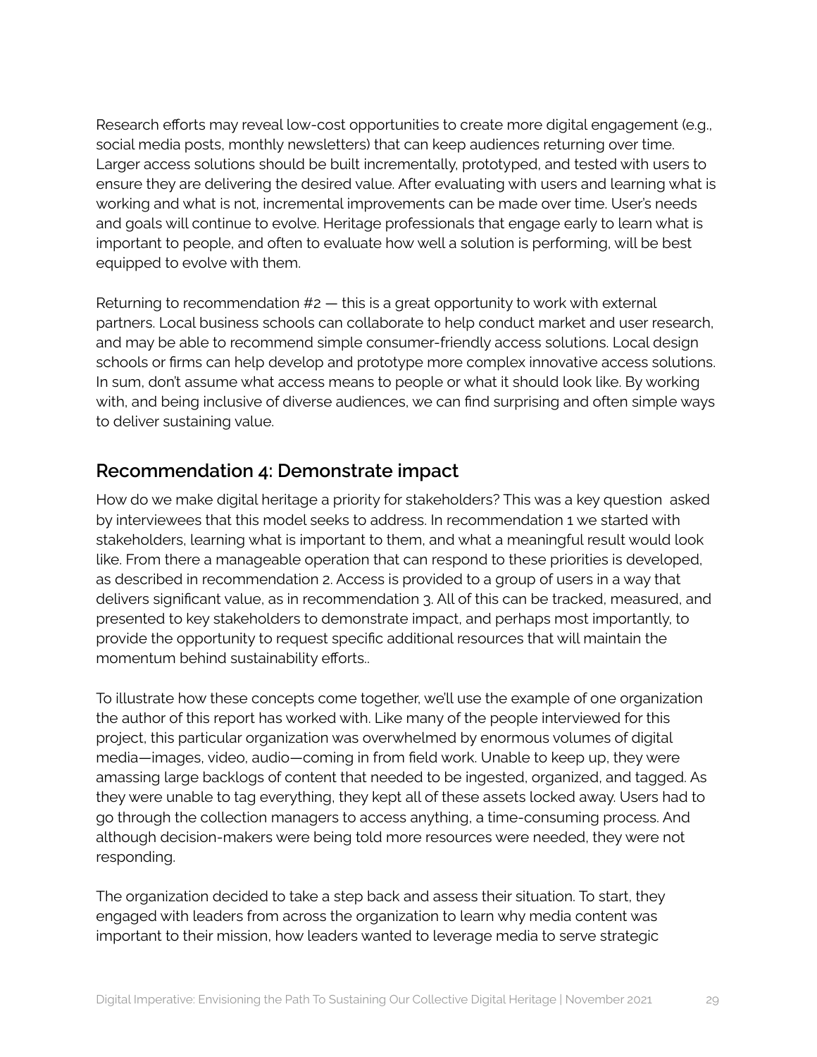Research efforts may reveal low-cost opportunities to create more digital engagement (e.g., social media posts, monthly newsletters) that can keep audiences returning over time. Larger access solutions should be built incrementally, prototyped, and tested with users to ensure they are delivering the desired value. After evaluating with users and learning what is working and what is not, incremental improvements can be made over time. User's needs and goals will continue to evolve. Heritage professionals that engage early to learn what is important to people, and often to evaluate how well a solution is performing, will be best equipped to evolve with them.

Returning to recommendation #2 — this is a great opportunity to work with external partners. Local business schools can collaborate to help conduct market and user research, and may be able to recommend simple consumer-friendly access solutions. Local design schools or firms can help develop and prototype more complex innovative access solutions. In sum, don't assume what access means to people or what it should look like. By working with, and being inclusive of diverse audiences, we can find surprising and often simple ways to deliver sustaining value.

## Recommendation 4: Demonstrate impact

How do we make digital heritage a priority for stakeholders? This was a key question asked by interviewees that this model seeks to address. In recommendation 1 we started with stakeholders, learning what is important to them, and what a meaningful result would look like. From there a manageable operation that can respond to these priorities is developed, as described in recommendation 2. Access is provided to a group of users in a way that delivers significant value, as in recommendation 3. All of this can be tracked, measured, and presented to key stakeholders to demonstrate impact, and perhaps most importantly, to provide the opportunity to request specific additional resources that will maintain the momentum behind sustainability efforts..

To illustrate how these concepts come together, we'll use the example of one organization the author of this report has worked with. Like many of the people interviewed for this project, this particular organization was overwhelmed by enormous volumes of digital media—images, video, audio—coming in from field work. Unable to keep up, they were amassing large backlogs of content that needed to be ingested, organized, and tagged. As they were unable to tag everything, they kept all of these assets locked away. Users had to go through the collection managers to access anything, a time-consuming process. And although decision-makers were being told more resources were needed, they were not responding.

The organization decided to take a step back and assess their situation. To start, they engaged with leaders from across the organization to learn why media content was important to their mission, how leaders wanted to leverage media to serve strategic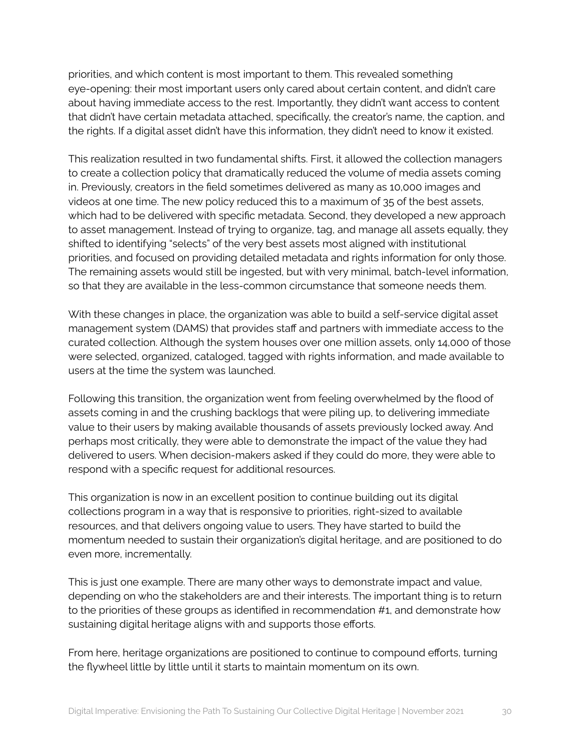priorities, and which content is most important to them. This revealed something eye-opening: their most important users only cared about certain content, and didn't care about having immediate access to the rest. Importantly, they didn't want access to content that didn't have certain metadata attached, specifically, the creator's name, the caption, and the rights. If a digital asset didn't have this information, they didn't need to know it existed.

This realization resulted in two fundamental shifts. First, it allowed the collection managers to create a collection policy that dramatically reduced the volume of media assets coming in. Previously, creators in the field sometimes delivered as many as 10,000 images and videos at one time. The new policy reduced this to a maximum of 35 of the best assets, which had to be delivered with specific metadata. Second, they developed a new approach to asset management. Instead of trying to organize, tag, and manage all assets equally, they shifted to identifying "selects" of the very best assets most aligned with institutional priorities, and focused on providing detailed metadata and rights information for only those. The remaining assets would still be ingested, but with very minimal, batch-level information, so that they are available in the less-common circumstance that someone needs them.

With these changes in place, the organization was able to build a self-service digital asset management system (DAMS) that provides staff and partners with immediate access to the curated collection. Although the system houses over one million assets, only 14,000 of those were selected, organized, cataloged, tagged with rights information, and made available to users at the time the system was launched.

Following this transition, the organization went from feeling overwhelmed by the flood of assets coming in and the crushing backlogs that were piling up, to delivering immediate value to their users by making available thousands of assets previously locked away. And perhaps most critically, they were able to demonstrate the impact of the value they had delivered to users. When decision-makers asked if they could do more, they were able to respond with a specific request for additional resources.

This organization is now in an excellent position to continue building out its digital collections program in a way that is responsive to priorities, right-sized to available resources, and that delivers ongoing value to users. They have started to build the momentum needed to sustain their organization's digital heritage, and are positioned to do even more, incrementally.

This is just one example. There are many other ways to demonstrate impact and value, depending on who the stakeholders are and their interests. The important thing is to return to the priorities of these groups as identified in recommendation #1, and demonstrate how sustaining digital heritage aligns with and supports those efforts.

From here, heritage organizations are positioned to continue to compound efforts, turning the flywheel little by little until it starts to maintain momentum on its own.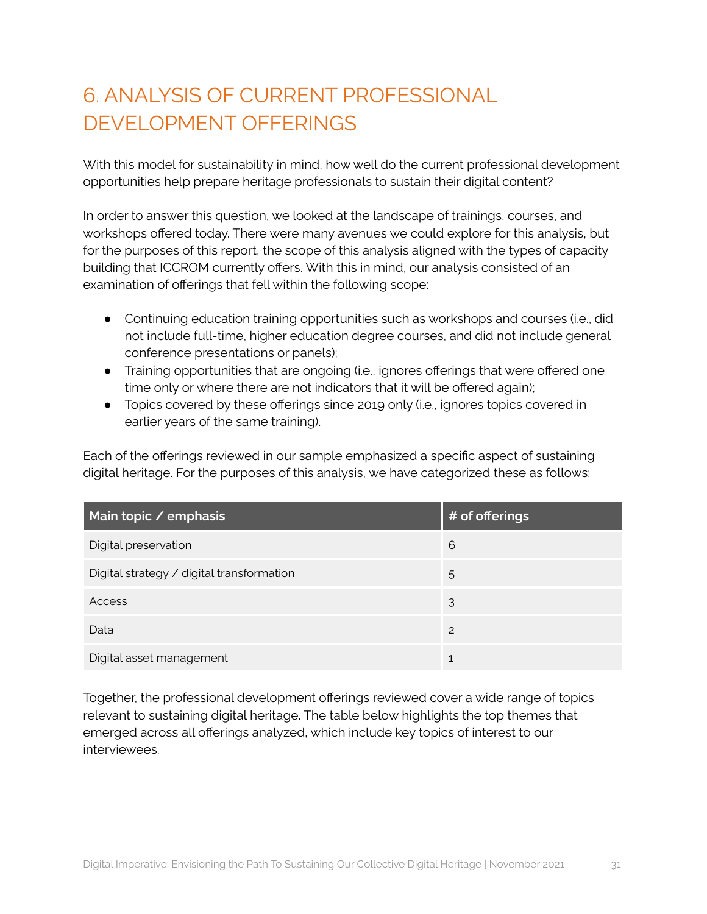# 6. ANALYSIS OF CURRENT PROFESSIONAL DEVELOPMENT OFFERINGS

With this model for sustainability in mind, how well do the current professional development opportunities help prepare heritage professionals to sustain their digital content?

In order to answer this question, we looked at the landscape of trainings, courses, and workshops offered today. There were many avenues we could explore for this analysis, but for the purposes of this report, the scope of this analysis aligned with the types of capacity building that ICCROM currently offers. With this in mind, our analysis consisted of an examination of offerings that fell within the following scope:

- Continuing education training opportunities such as workshops and courses (i.e., did not include full-time, higher education degree courses, and did not include general conference presentations or panels);
- Training opportunities that are ongoing (i.e., ignores offerings that were offered one time only or where there are not indicators that it will be offered again);
- Topics covered by these offerings since 2019 only (i.e., ignores topics covered in earlier years of the same training).

Each of the offerings reviewed in our sample emphasized a specific aspect of sustaining digital heritage. For the purposes of this analysis, we have categorized these as follows:

| Main topic / emphasis | # of offerings |
|---|---|
| Digital preservation | 6 |
| Digital strategy / digital transformation | 5 |
| Access | 3 |
| Data | 2 |
| Digital asset management | 1 |

Together, the professional development offerings reviewed cover a wide range of topics relevant to sustaining digital heritage. The table below highlights the top themes that emerged across all offerings analyzed, which include key topics of interest to our interviewees.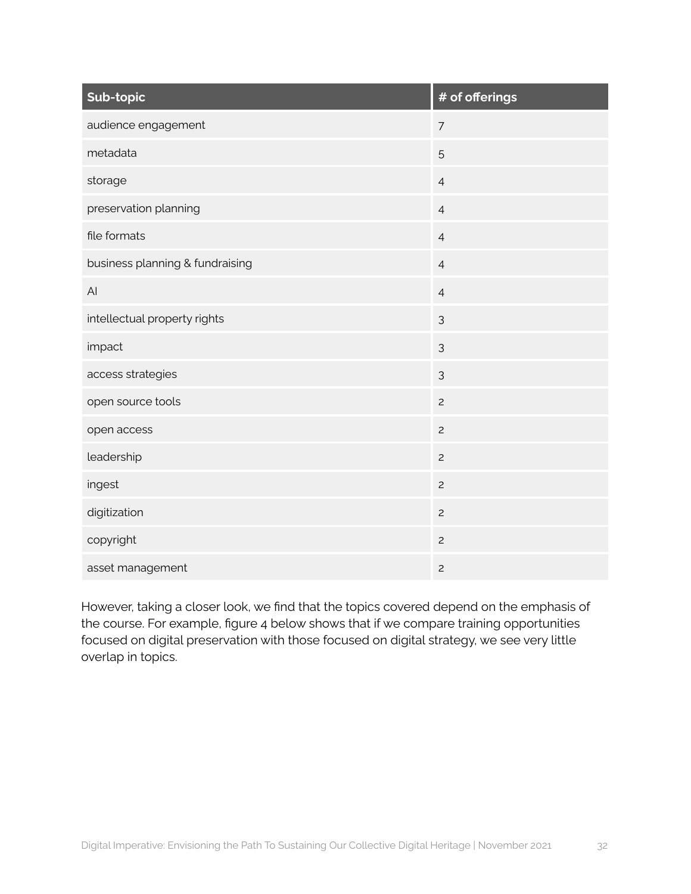| Sub-topic | # of offerings |
| --- | --- |
| audience engagement | 7 |
| metadata | 5 |
| storage | 4 |
| preservation planning | 4 |
| file formats | 4 |
| business planning & fundraising | 4 |
| AI | 4 |
| intellectual property rights | 3 |
| impact | 3 |
| access strategies | 3 |
| open source tools | 2 |
| open access | 2 |
| leadership | 2 |
| ingest | 2 |
| digitization | 2 |
| copyright | 2 |
| asset management | 2 |

However, taking a closer look, we find that the topics covered depend on the emphasis of the course. For example, figure 4 below shows that if we compare training opportunities focused on digital preservation with those focused on digital strategy, we see very little overlap in topics.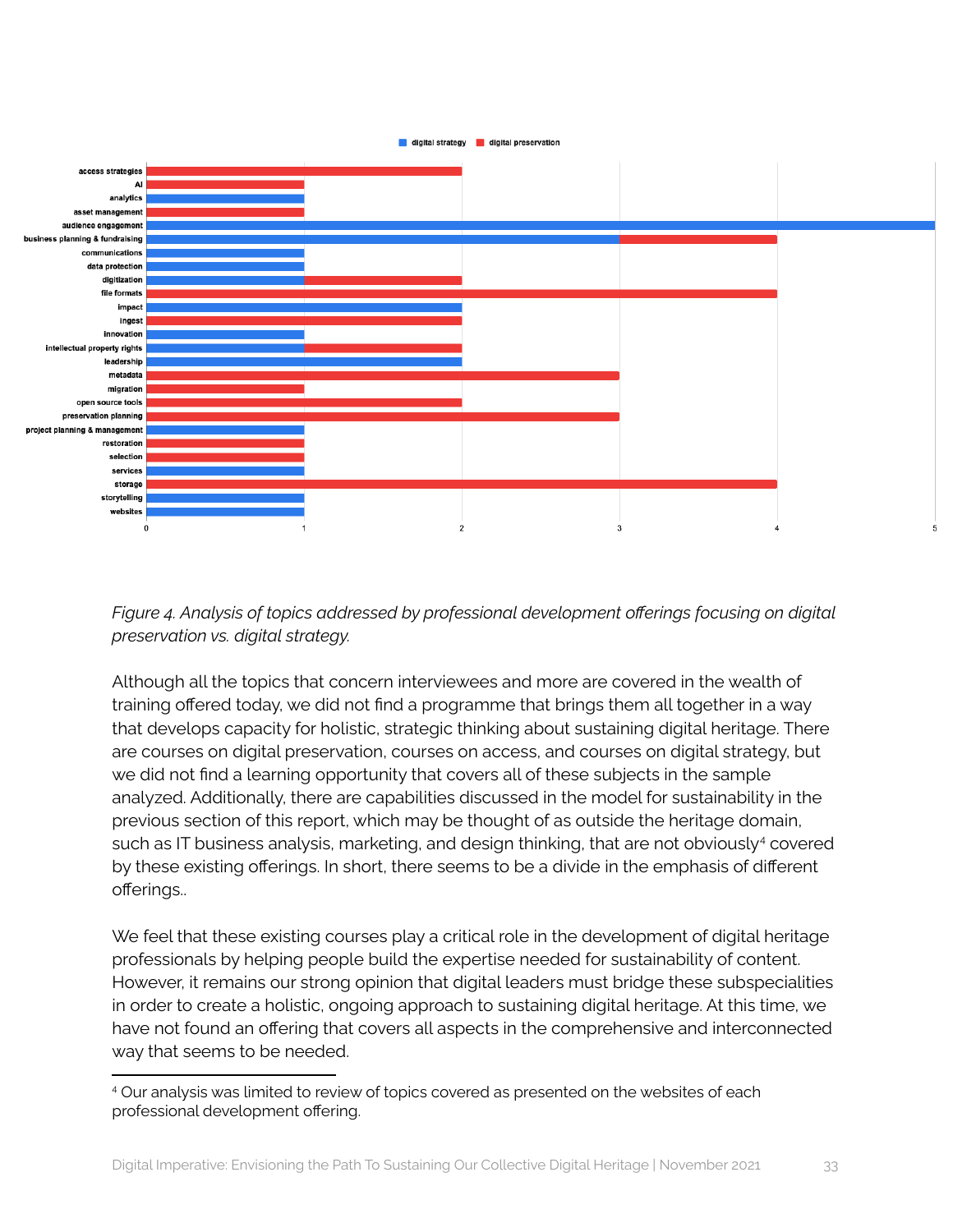*Figure 4. Analysis of topics addressed by professional development offerings focusing on digital preservation vs. digital strategy.*

Although all the topics that concern interviewees and more are covered in the wealth of training offered today, we did not find a programme that brings them all together in a way that develops capacity for holistic, strategic thinking about sustaining digital heritage. There are courses on digital preservation, courses on access, and courses on digital strategy, but we did not find a learning opportunity that covers all of these subjects in the sample analyzed. Additionally, there are capabilities discussed in the model for sustainability in the previous section of this report, which may be thought of as outside the heritage domain, such as IT business analysis, marketing, and design thinking, that are not obviously[4] covered by these existing offerings. In short, there seems to be a divide in the emphasis of different offerings..

We feel that these existing courses play a critical role in the development of digital heritage professionals by helping people build the expertise needed for sustainability of content. However, it remains our strong opinion that digital leaders must bridge these subspecialities in order to create a holistic, ongoing approach to sustaining digital heritage. At this time, we have not found an offering that covers all aspects in the comprehensive and interconnected way that seems to be needed.

[4] Our analysis was limited to review of topics covered as presented on the websites of each professional development offering.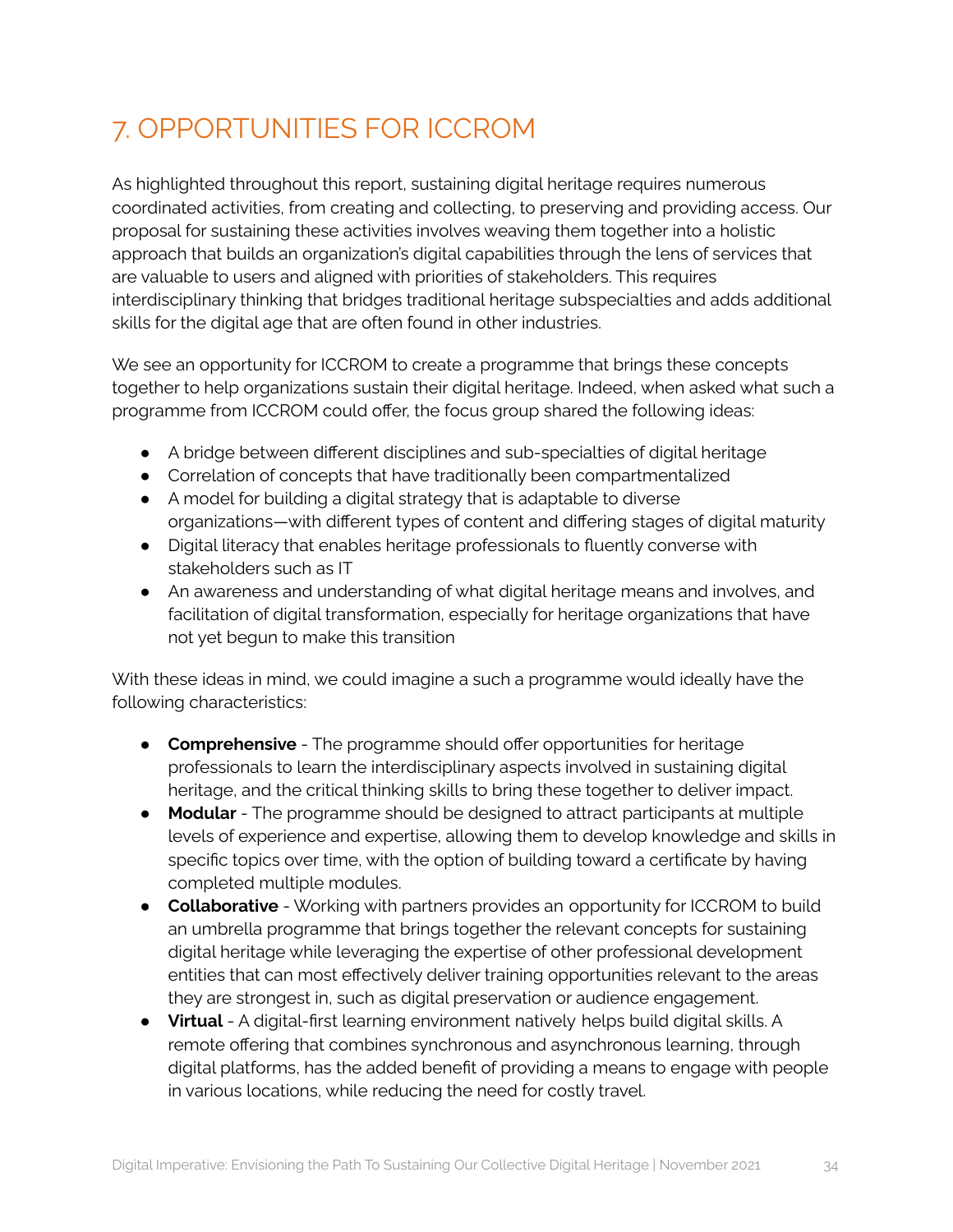# 7. OPPORTUNITIES FOR ICCROM

As highlighted throughout this report, sustaining digital heritage requires numerous coordinated activities, from creating and collecting, to preserving and providing access. Our proposal for sustaining these activities involves weaving them together into a holistic approach that builds an organization's digital capabilities through the lens of services that are valuable to users and aligned with priorities of stakeholders. This requires interdisciplinary thinking that bridges traditional heritage subspecialties and adds additional skills for the digital age that are often found in other industries.

We see an opportunity for ICCROM to create a programme that brings these concepts together to help organizations sustain their digital heritage. Indeed, when asked what such a programme from ICCROM could offer, the focus group shared the following ideas:

- A bridge between different disciplines and sub-specialties of digital heritage
- Correlation of concepts that have traditionally been compartmentalized
- A model for building a digital strategy that is adaptable to diverse organizations—with different types of content and differing stages of digital maturity
- Digital literacy that enables heritage professionals to fluently converse with stakeholders such as IT
- An awareness and understanding of what digital heritage means and involves, and facilitation of digital transformation, especially for heritage organizations that have not yet begun to make this transition

With these ideas in mind, we could imagine a such a programme would ideally have the following characteristics:

- **Comprehensive** - The programme should offer opportunities for heritage professionals to learn the interdisciplinary aspects involved in sustaining digital heritage, and the critical thinking skills to bring these together to deliver impact.
- **Modular** - The programme should be designed to attract participants at multiple levels of experience and expertise, allowing them to develop knowledge and skills in specific topics over time, with the option of building toward a certificate by having completed multiple modules.
- **Collaborative** - Working with partners provides an opportunity for ICCROM to build an umbrella programme that brings together the relevant concepts for sustaining digital heritage while leveraging the expertise of other professional development entities that can most effectively deliver training opportunities relevant to the areas they are strongest in, such as digital preservation or audience engagement.
- **Virtual** - A digital-first learning environment natively helps build digital skills. A remote offering that combines synchronous and asynchronous learning, through digital platforms, has the added benefit of providing a means to engage with people in various locations, while reducing the need for costly travel.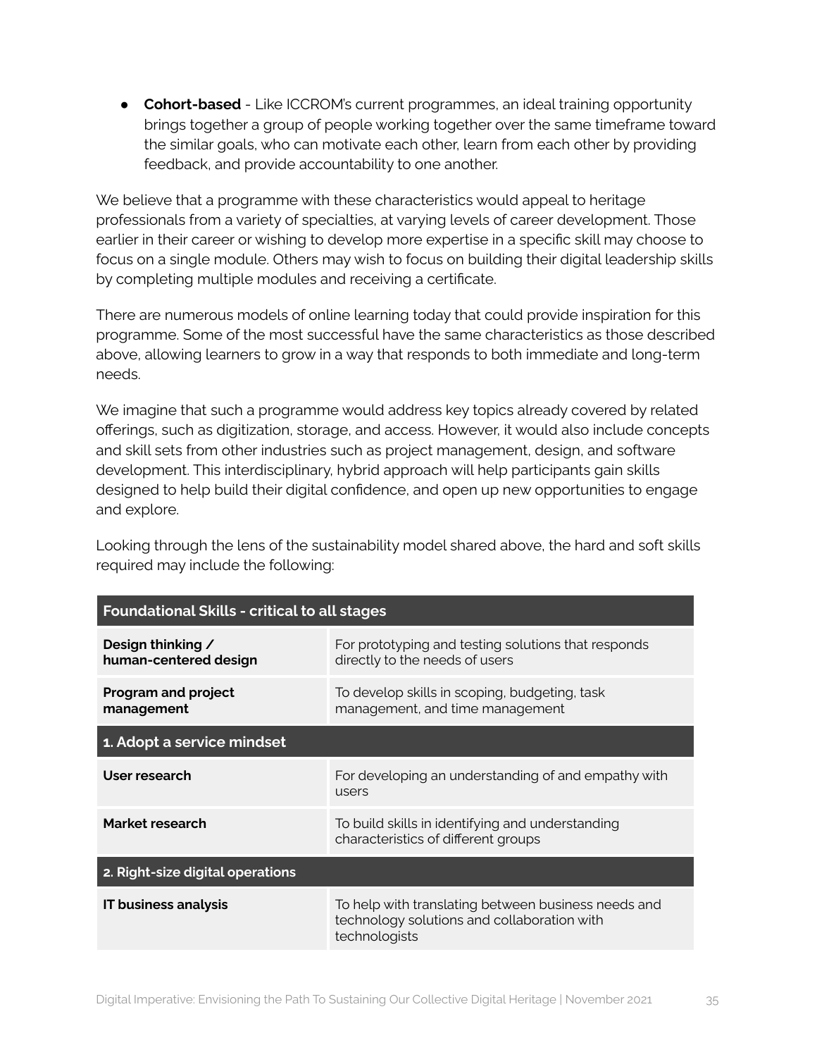- **Cohort-based** - Like ICCROM's current programmes, an ideal training opportunity brings together a group of people working together over the same timeframe toward the similar goals, who can motivate each other, learn from each other by providing feedback, and provide accountability to one another.

We believe that a programme with these characteristics would appeal to heritage professionals from a variety of specialties, at varying levels of career development. Those earlier in their career or wishing to develop more expertise in a specific skill may choose to focus on a single module. Others may wish to focus on building their digital leadership skills by completing multiple modules and receiving a certificate.

There are numerous models of online learning today that could provide inspiration for this programme. Some of the most successful have the same characteristics as those described above, allowing learners to grow in a way that responds to both immediate and long-term needs.

We imagine that such a programme would address key topics already covered by related offerings, such as digitization, storage, and access. However, it would also include concepts and skill sets from other industries such as project management, design, and software development. This interdisciplinary, hybrid approach will help participants gain skills designed to help build their digital confidence, and open up new opportunities to engage and explore.

Looking through the lens of the sustainability model shared above, the hard and soft skills required may include the following:

| **Foundational Skills - critical to all stages** | |
|---|---|
| **Design thinking / human-centered design** | For prototyping and testing solutions that responds directly to the needs of users |
| **Program and project management** | To develop skills in scoping, budgeting, task management, and time management |
| **1. Adopt a service mindset** | |
| **User research** | For developing an understanding of and empathy with users |
| **Market research** | To build skills in identifying and understanding characteristics of different groups |
| **2. Right-size digital operations** | |
| **IT business analysis** | To help with translating between business needs and technology solutions and collaboration with technologists |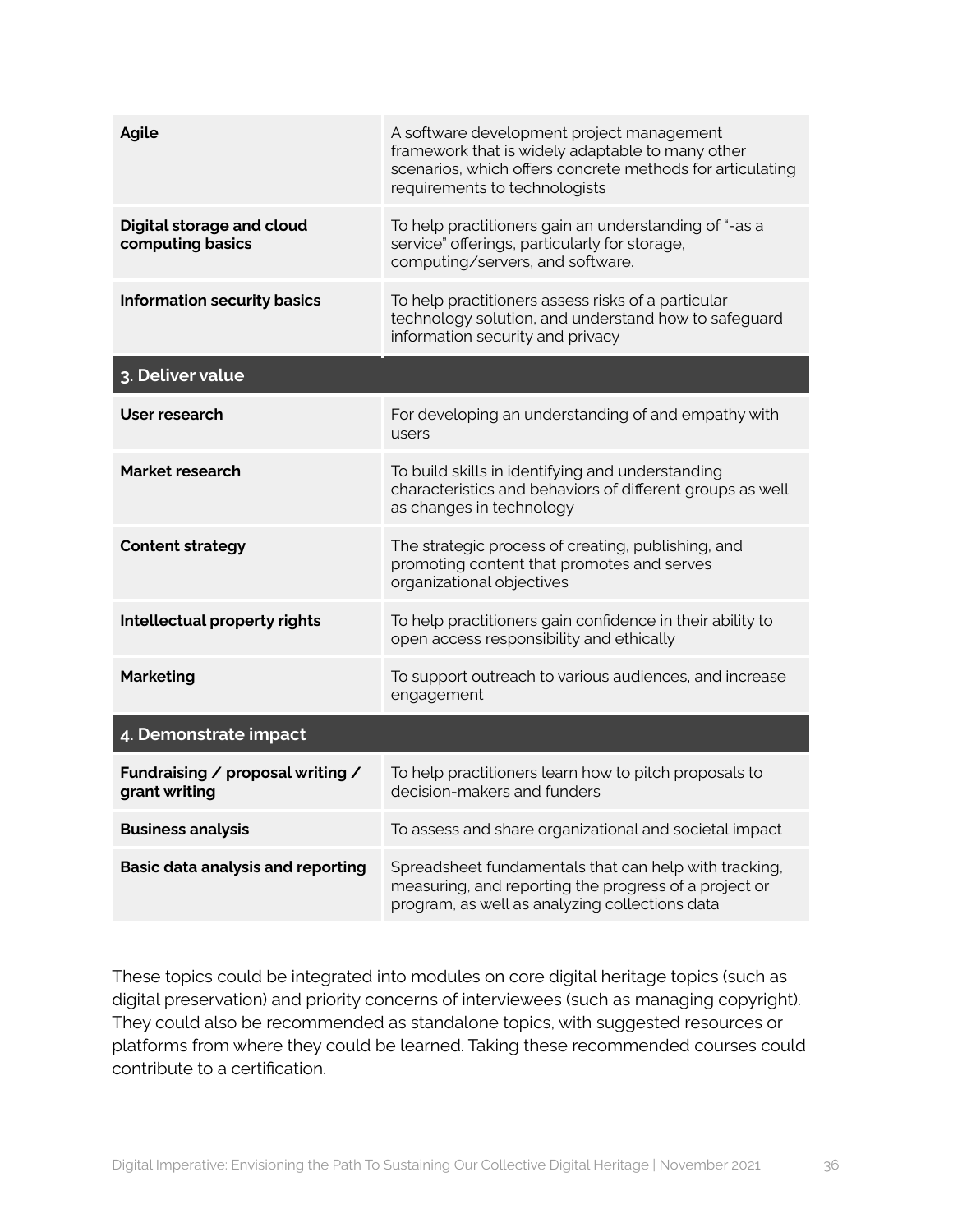| | |
|---|---|
| **Agile** | A software development project management framework that is widely adaptable to many other scenarios, which offers concrete methods for articulating requirements to technologists |
| **Digital storage and cloud computing basics** | To help practitioners gain an understanding of "-as a service" offerings, particularly for storage, computing/servers, and software. |
| **Information security basics** | To help practitioners assess risks of a particular technology solution, and understand how to safeguard information security and privacy |
| **3. Deliver value** | |
| **User research** | For developing an understanding of and empathy with users |
| **Market research** | To build skills in identifying and understanding characteristics and behaviors of different groups as well as changes in technology |
| **Content strategy** | The strategic process of creating, publishing, and promoting content that promotes and serves organizational objectives |
| **Intellectual property rights** | To help practitioners gain confidence in their ability to open access responsibility and ethically |
| **Marketing** | To support outreach to various audiences, and increase engagement |
| **4. Demonstrate impact** | |
| **Fundraising / proposal writing / grant writing** | To help practitioners learn how to pitch proposals to decision-makers and funders |
| **Business analysis** | To assess and share organizational and societal impact |
| **Basic data analysis and reporting** | Spreadsheet fundamentals that can help with tracking, measuring, and reporting the progress of a project or program, as well as analyzing collections data |

These topics could be integrated into modules on core digital heritage topics (such as digital preservation) and priority concerns of interviewees (such as managing copyright). They could also be recommended as standalone topics, with suggested resources or platforms from where they could be learned. Taking these recommended courses could contribute to a certification.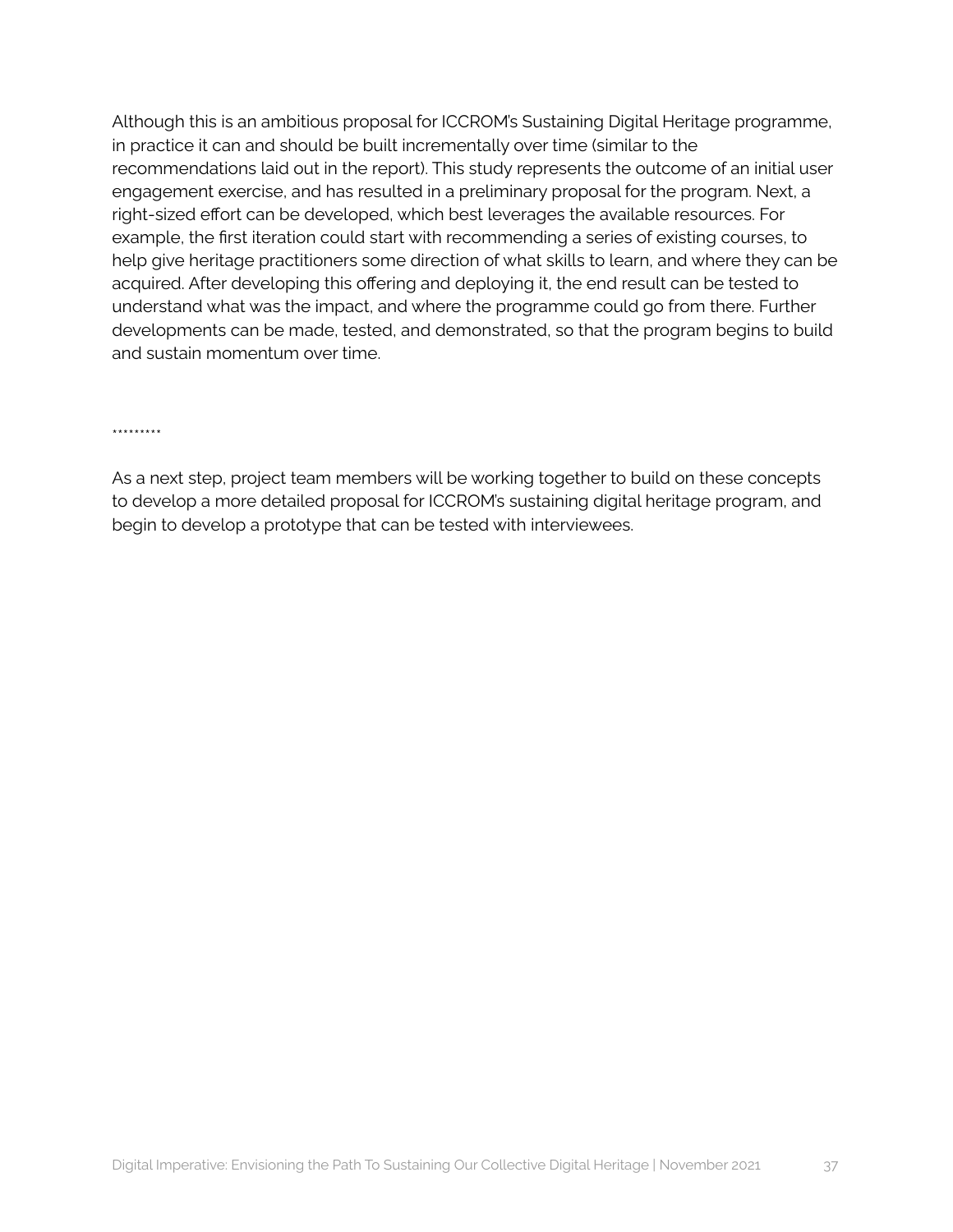Although this is an ambitious proposal for ICCROM's Sustaining Digital Heritage programme, in practice it can and should be built incrementally over time (similar to the recommendations laid out in the report). This study represents the outcome of an initial user engagement exercise, and has resulted in a preliminary proposal for the program. Next, a right-sized effort can be developed, which best leverages the available resources. For example, the first iteration could start with recommending a series of existing courses, to help give heritage practitioners some direction of what skills to learn, and where they can be acquired. After developing this offering and deploying it, the end result can be tested to understand what was the impact, and where the programme could go from there. Further developments can be made, tested, and demonstrated, so that the program begins to build and sustain momentum over time.

*********

As a next step, project team members will be working together to build on these concepts to develop a more detailed proposal for ICCROM's sustaining digital heritage program, and begin to develop a prototype that can be tested with interviewees.